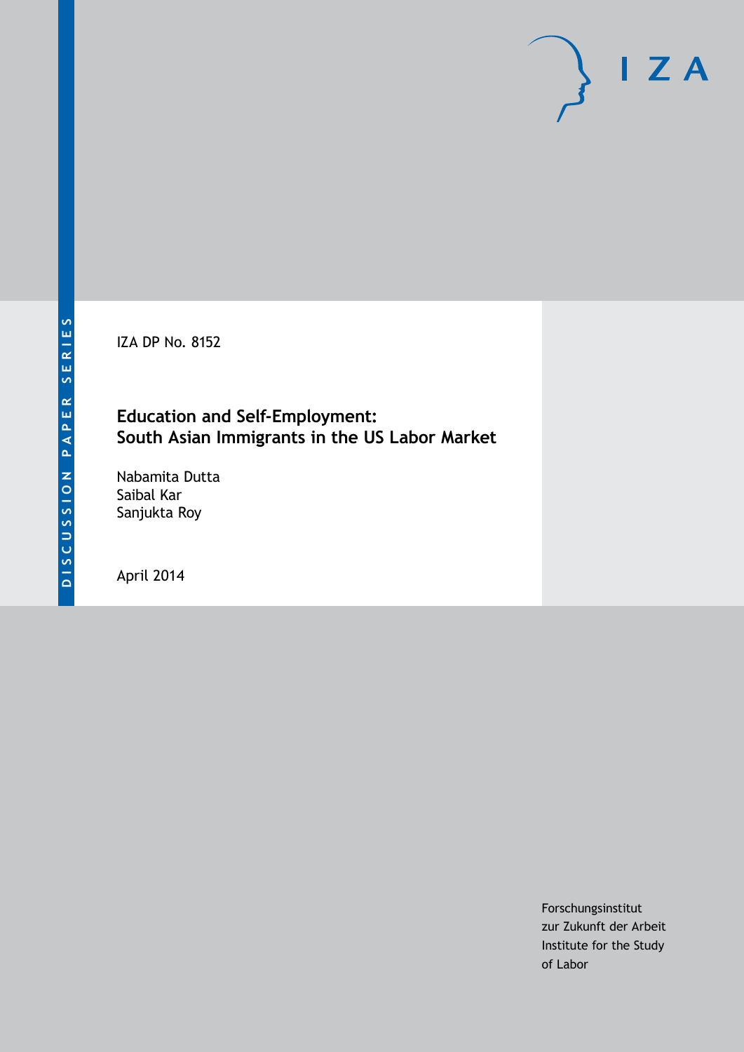DISCUSSION PAPER SERIES

IZA DP No. 8152

# Education and Self-Employment: South Asian Immigrants in the US Labor Market

Nabamita Dutta
Saibal Kar
Sanjukta Roy

April 2014

Forschungsinstitut
zur Zukunft der Arbeit
Institute for the Study
of Labor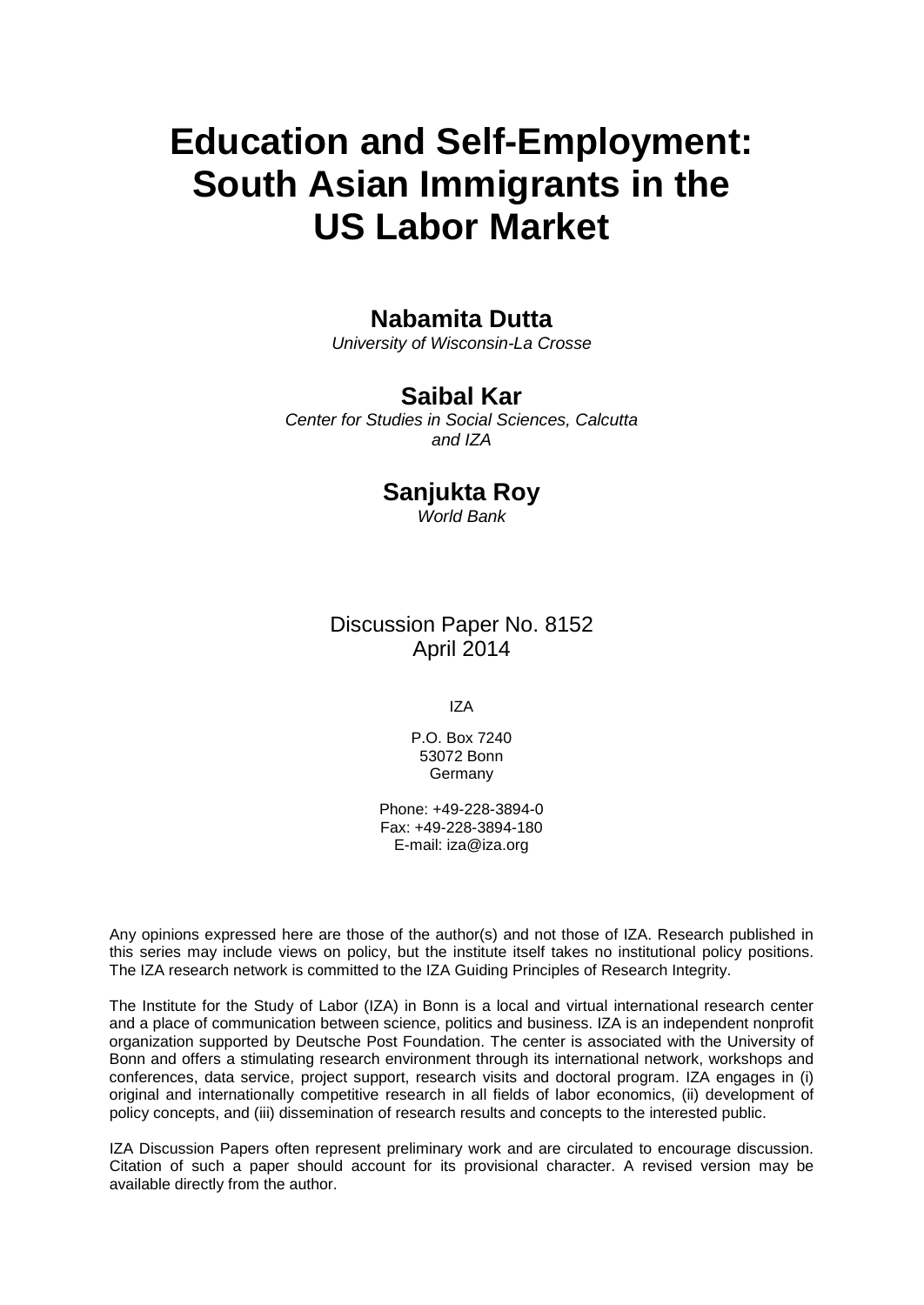# Education and Self-Employment: South Asian Immigrants in the US Labor Market

**Nabamita Dutta**
*University of Wisconsin-La Crosse*

**Saibal Kar**
*Center for Studies in Social Sciences, Calcutta and IZA*

**Sanjukta Roy**
*World Bank*

Discussion Paper No. 8152
April 2014

IZA

P.O. Box 7240
53072 Bonn
Germany

Phone: +49-228-3894-0
Fax: +49-228-3894-180
E-mail: iza@iza.org

Any opinions expressed here are those of the author(s) and not those of IZA. Research published in this series may include views on policy, but the institute itself takes no institutional policy positions. The IZA research network is committed to the IZA Guiding Principles of Research Integrity.

The Institute for the Study of Labor (IZA) in Bonn is a local and virtual international research center and a place of communication between science, politics and business. IZA is an independent nonprofit organization supported by Deutsche Post Foundation. The center is associated with the University of Bonn and offers a stimulating research environment through its international network, workshops and conferences, data service, project support, research visits and doctoral program. IZA engages in (i) original and internationally competitive research in all fields of labor economics, (ii) development of policy concepts, and (iii) dissemination of research results and concepts to the interested public.

IZA Discussion Papers often represent preliminary work and are circulated to encourage discussion. Citation of such a paper should account for its provisional character. A revised version may be available directly from the author.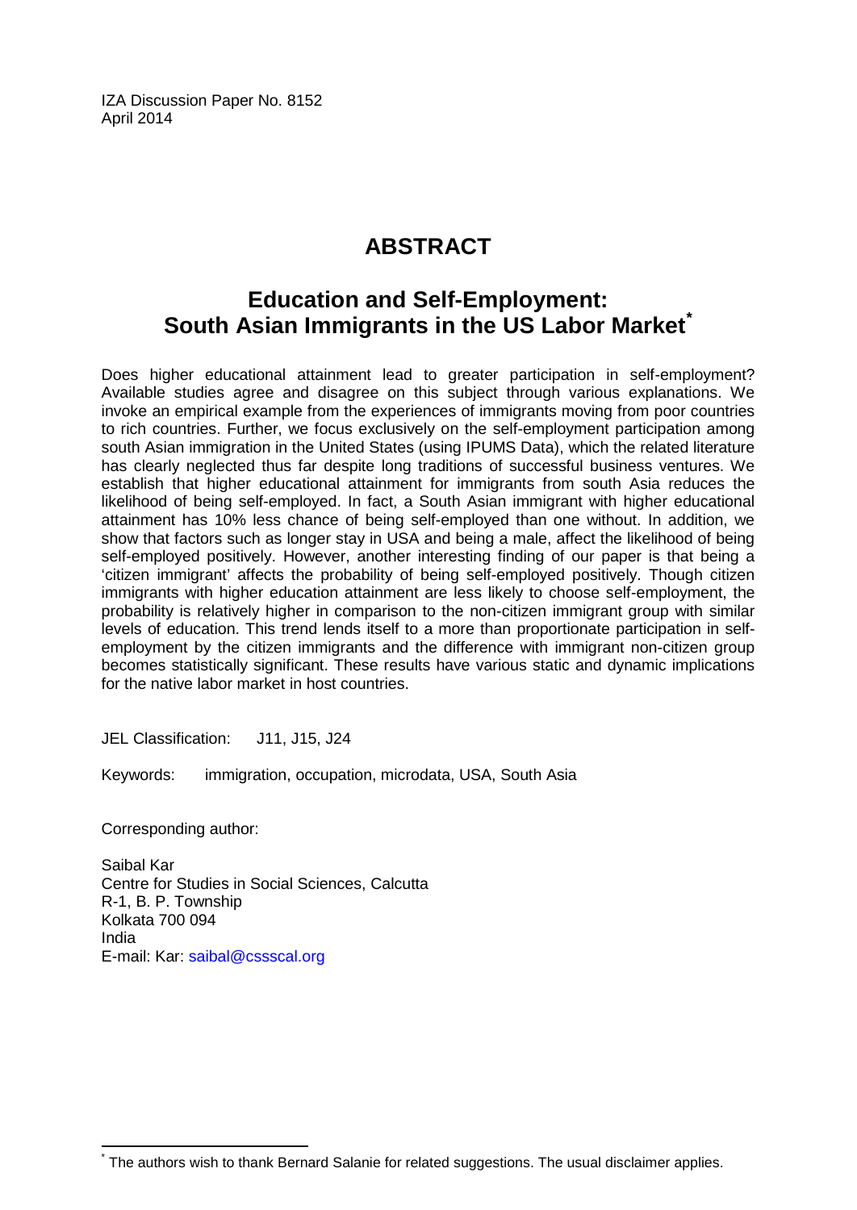IZA Discussion Paper No. 8152
April 2014

# ABSTRACT

## Education and Self-Employment: South Asian Immigrants in the US Labor Market*

Does higher educational attainment lead to greater participation in self-employment? Available studies agree and disagree on this subject through various explanations. We invoke an empirical example from the experiences of immigrants moving from poor countries to rich countries. Further, we focus exclusively on the self-employment participation among south Asian immigration in the United States (using IPUMS Data), which the related literature has clearly neglected thus far despite long traditions of successful business ventures. We establish that higher educational attainment for immigrants from south Asia reduces the likelihood of being self-employed. In fact, a South Asian immigrant with higher educational attainment has 10% less chance of being self-employed than one without. In addition, we show that factors such as longer stay in USA and being a male, affect the likelihood of being self-employed positively. However, another interesting finding of our paper is that being a 'citizen immigrant' affects the probability of being self-employed positively. Though citizen immigrants with higher education attainment are less likely to choose self-employment, the probability is relatively higher in comparison to the non-citizen immigrant group with similar levels of education. This trend lends itself to a more than proportionate participation in self-employment by the citizen immigrants and the difference with immigrant non-citizen group becomes statistically significant. These results have various static and dynamic implications for the native labor market in host countries.

JEL Classification: J11, J15, J24

Keywords: immigration, occupation, microdata, USA, South Asia

Corresponding author:

Saibal Kar
Centre for Studies in Social Sciences, Calcutta
R-1, B. P. Township
Kolkata 700 094
India
E-mail: Kar: saibal@cssscal.org

* The authors wish to thank Bernard Salanie for related suggestions. The usual disclaimer applies.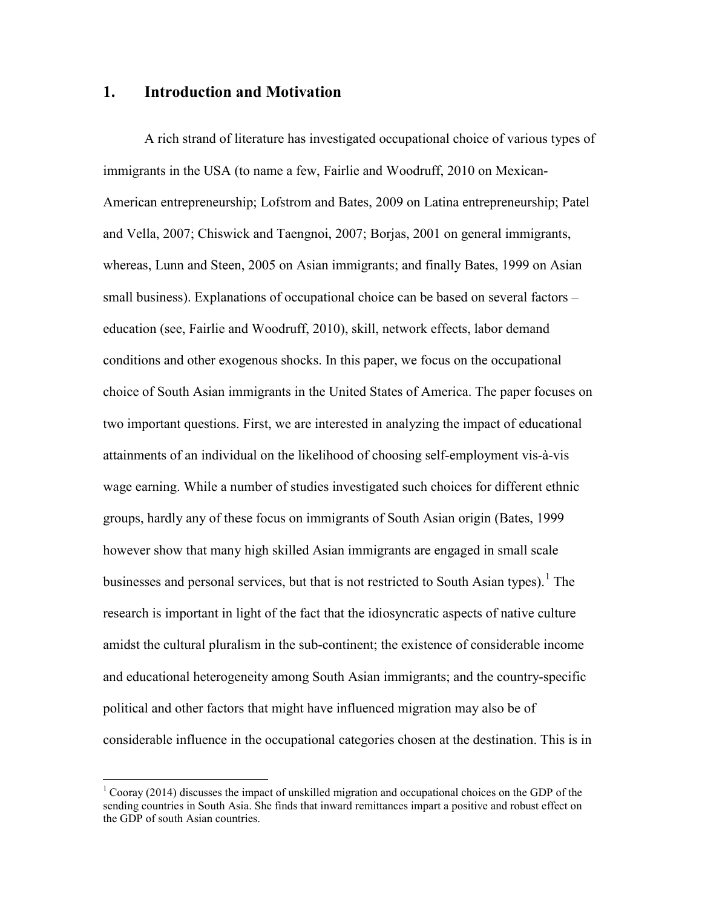## 1. Introduction and Motivation

A rich strand of literature has investigated occupational choice of various types of immigrants in the USA (to name a few, Fairlie and Woodruff, 2010 on Mexican-American entrepreneurship; Lofstrom and Bates, 2009 on Latina entrepreneurship; Patel and Vella, 2007; Chiswick and Taengnoi, 2007; Borjas, 2001 on general immigrants, whereas, Lunn and Steen, 2005 on Asian immigrants; and finally Bates, 1999 on Asian small business). Explanations of occupational choice can be based on several factors – education (see, Fairlie and Woodruff, 2010), skill, network effects, labor demand conditions and other exogenous shocks. In this paper, we focus on the occupational choice of South Asian immigrants in the United States of America. The paper focuses on two important questions. First, we are interested in analyzing the impact of educational attainments of an individual on the likelihood of choosing self-employment vis-à-vis wage earning. While a number of studies investigated such choices for different ethnic groups, hardly any of these focus on immigrants of South Asian origin (Bates, 1999 however show that many high skilled Asian immigrants are engaged in small scale businesses and personal services, but that is not restricted to South Asian types).[1] The research is important in light of the fact that the idiosyncratic aspects of native culture amidst the cultural pluralism in the sub-continent; the existence of considerable income and educational heterogeneity among South Asian immigrants; and the country-specific political and other factors that might have influenced migration may also be of considerable influence in the occupational categories chosen at the destination. This is in

[1] Cooray (2014) discusses the impact of unskilled migration and occupational choices on the GDP of the sending countries in South Asia. She finds that inward remittances impart a positive and robust effect on the GDP of south Asian countries.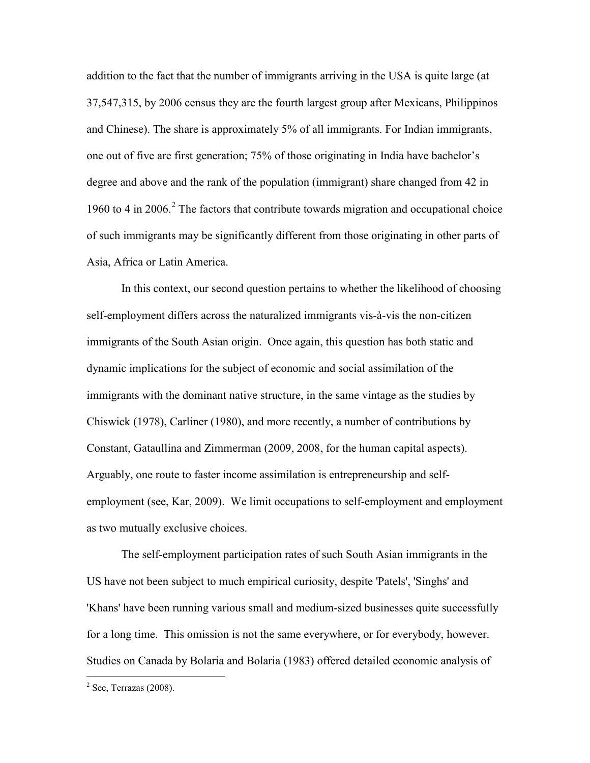addition to the fact that the number of immigrants arriving in the USA is quite large (at 37,547,315, by 2006 census they are the fourth largest group after Mexicans, Philippinos and Chinese). The share is approximately 5% of all immigrants. For Indian immigrants, one out of five are first generation; 75% of those originating in India have bachelor's degree and above and the rank of the population (immigrant) share changed from 42 in 1960 to 4 in 2006.[2] The factors that contribute towards migration and occupational choice of such immigrants may be significantly different from those originating in other parts of Asia, Africa or Latin America.

In this context, our second question pertains to whether the likelihood of choosing self-employment differs across the naturalized immigrants vis-à-vis the non-citizen immigrants of the South Asian origin. Once again, this question has both static and dynamic implications for the subject of economic and social assimilation of the immigrants with the dominant native structure, in the same vintage as the studies by Chiswick (1978), Carliner (1980), and more recently, a number of contributions by Constant, Gataullina and Zimmerman (2009, 2008, for the human capital aspects). Arguably, one route to faster income assimilation is entrepreneurship and self-employment (see, Kar, 2009). We limit occupations to self-employment and employment as two mutually exclusive choices.

The self-employment participation rates of such South Asian immigrants in the US have not been subject to much empirical curiosity, despite 'Patels', 'Singhs' and 'Khans' have been running various small and medium-sized businesses quite successfully for a long time. This omission is not the same everywhere, or for everybody, however. Studies on Canada by Bolaria and Bolaria (1983) offered detailed economic analysis of

[2] See, Terrazas (2008).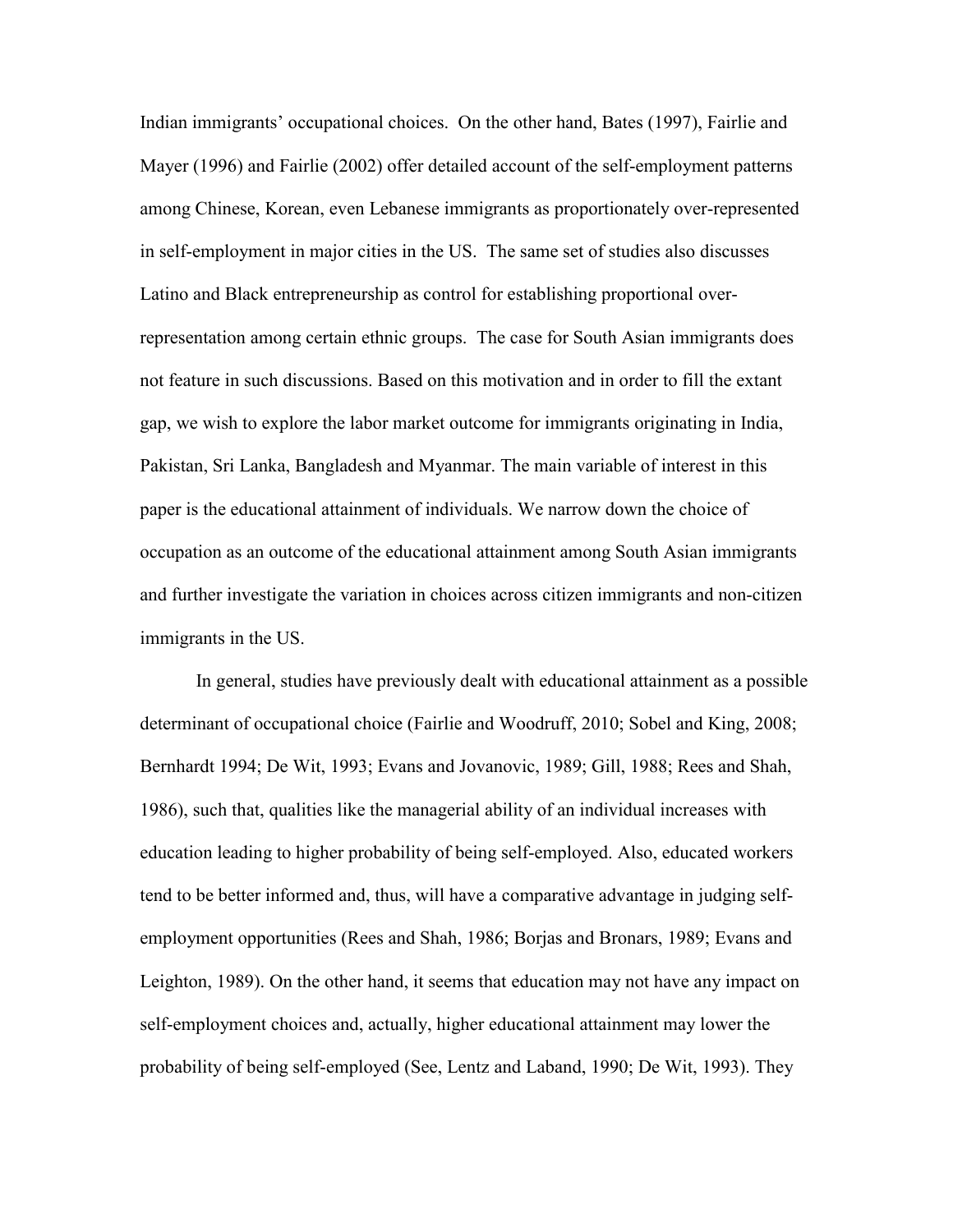Indian immigrants' occupational choices. On the other hand, Bates (1997), Fairlie and Mayer (1996) and Fairlie (2002) offer detailed account of the self-employment patterns among Chinese, Korean, even Lebanese immigrants as proportionately over-represented in self-employment in major cities in the US. The same set of studies also discusses Latino and Black entrepreneurship as control for establishing proportional over-representation among certain ethnic groups. The case for South Asian immigrants does not feature in such discussions. Based on this motivation and in order to fill the extant gap, we wish to explore the labor market outcome for immigrants originating in India, Pakistan, Sri Lanka, Bangladesh and Myanmar. The main variable of interest in this paper is the educational attainment of individuals. We narrow down the choice of occupation as an outcome of the educational attainment among South Asian immigrants and further investigate the variation in choices across citizen immigrants and non-citizen immigrants in the US.

In general, studies have previously dealt with educational attainment as a possible determinant of occupational choice (Fairlie and Woodruff, 2010; Sobel and King, 2008; Bernhardt 1994; De Wit, 1993; Evans and Jovanovic, 1989; Gill, 1988; Rees and Shah, 1986), such that, qualities like the managerial ability of an individual increases with education leading to higher probability of being self-employed. Also, educated workers tend to be better informed and, thus, will have a comparative advantage in judging self-employment opportunities (Rees and Shah, 1986; Borjas and Bronars, 1989; Evans and Leighton, 1989). On the other hand, it seems that education may not have any impact on self-employment choices and, actually, higher educational attainment may lower the probability of being self-employed (See, Lentz and Laband, 1990; De Wit, 1993). They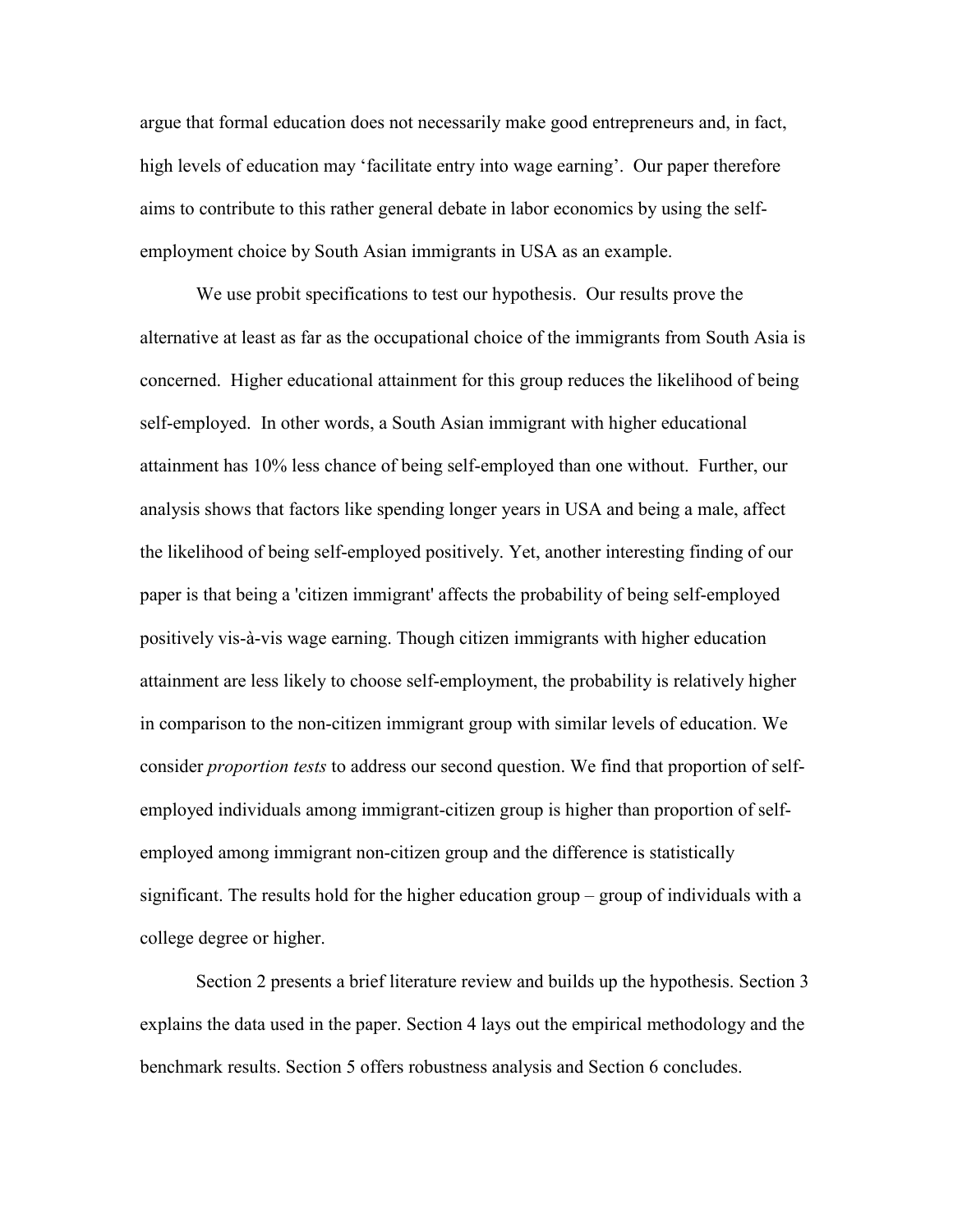argue that formal education does not necessarily make good entrepreneurs and, in fact, high levels of education may 'facilitate entry into wage earning'. Our paper therefore aims to contribute to this rather general debate in labor economics by using the self-employment choice by South Asian immigrants in USA as an example.

We use probit specifications to test our hypothesis. Our results prove the alternative at least as far as the occupational choice of the immigrants from South Asia is concerned. Higher educational attainment for this group reduces the likelihood of being self-employed. In other words, a South Asian immigrant with higher educational attainment has 10% less chance of being self-employed than one without. Further, our analysis shows that factors like spending longer years in USA and being a male, affect the likelihood of being self-employed positively. Yet, another interesting finding of our paper is that being a 'citizen immigrant' affects the probability of being self-employed positively vis-à-vis wage earning. Though citizen immigrants with higher education attainment are less likely to choose self-employment, the probability is relatively higher in comparison to the non-citizen immigrant group with similar levels of education. We consider *proportion tests* to address our second question. We find that proportion of self-employed individuals among immigrant-citizen group is higher than proportion of self-employed among immigrant non-citizen group and the difference is statistically significant. The results hold for the higher education group – group of individuals with a college degree or higher.

Section 2 presents a brief literature review and builds up the hypothesis. Section 3 explains the data used in the paper. Section 4 lays out the empirical methodology and the benchmark results. Section 5 offers robustness analysis and Section 6 concludes.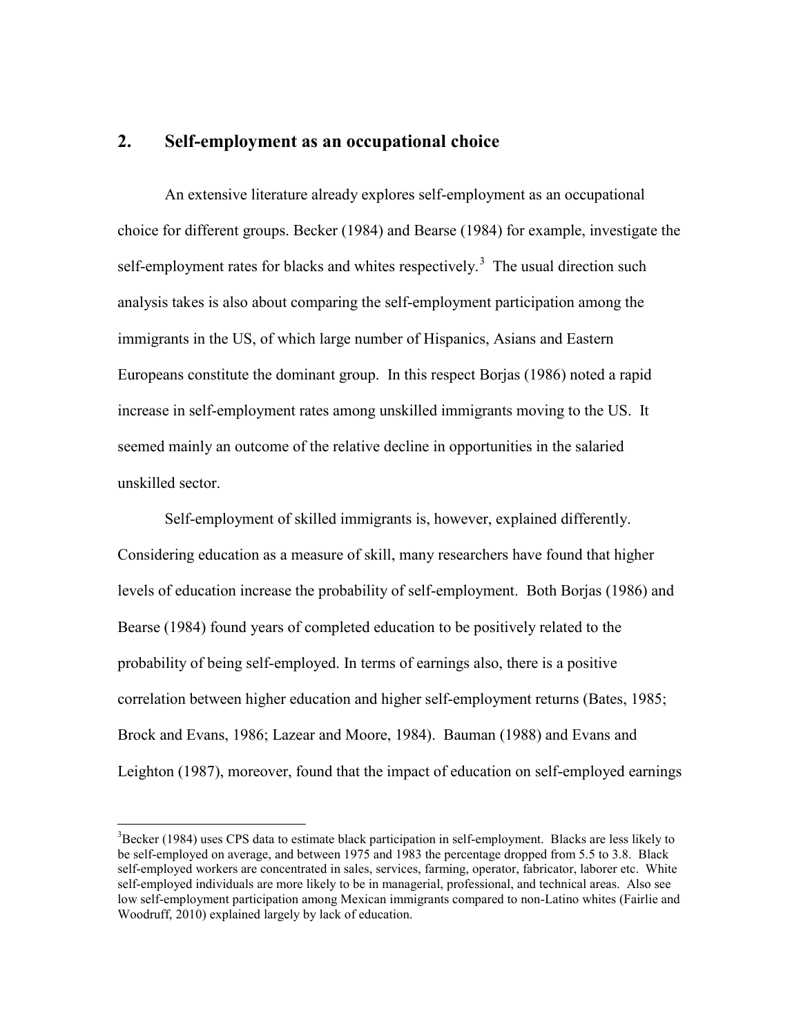## 2. Self-employment as an occupational choice

An extensive literature already explores self-employment as an occupational choice for different groups. Becker (1984) and Bearse (1984) for example, investigate the self-employment rates for blacks and whites respectively.[3] The usual direction such analysis takes is also about comparing the self-employment participation among the immigrants in the US, of which large number of Hispanics, Asians and Eastern Europeans constitute the dominant group. In this respect Borjas (1986) noted a rapid increase in self-employment rates among unskilled immigrants moving to the US. It seemed mainly an outcome of the relative decline in opportunities in the salaried unskilled sector.

Self-employment of skilled immigrants is, however, explained differently. Considering education as a measure of skill, many researchers have found that higher levels of education increase the probability of self-employment. Both Borjas (1986) and Bearse (1984) found years of completed education to be positively related to the probability of being self-employed. In terms of earnings also, there is a positive correlation between higher education and higher self-employment returns (Bates, 1985; Brock and Evans, 1986; Lazear and Moore, 1984). Bauman (1988) and Evans and Leighton (1987), moreover, found that the impact of education on self-employed earnings

[3] Becker (1984) uses CPS data to estimate black participation in self-employment. Blacks are less likely to be self-employed on average, and between 1975 and 1983 the percentage dropped from 5.5 to 3.8. Black self-employed workers are concentrated in sales, services, farming, operator, fabricator, laborer etc. White self-employed individuals are more likely to be in managerial, professional, and technical areas. Also see low self-employment participation among Mexican immigrants compared to non-Latino whites (Fairlie and Woodruff, 2010) explained largely by lack of education.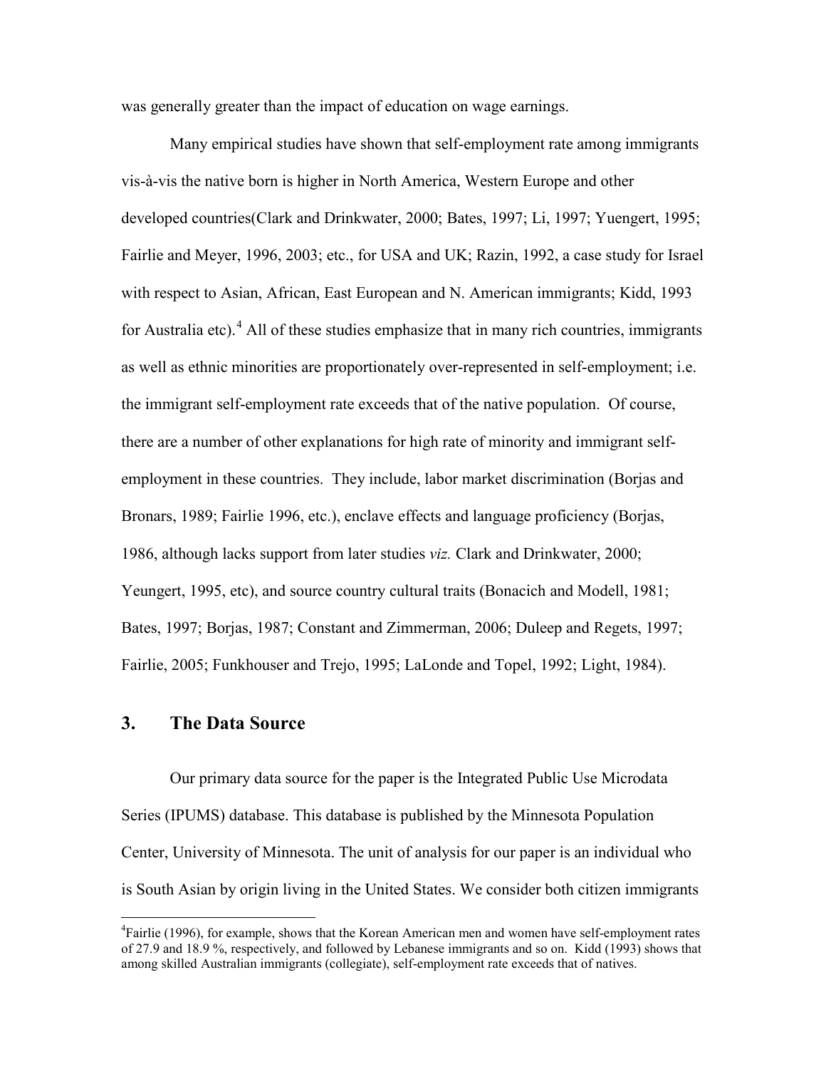was generally greater than the impact of education on wage earnings.

Many empirical studies have shown that self-employment rate among immigrants vis-à-vis the native born is higher in North America, Western Europe and other developed countries(Clark and Drinkwater, 2000; Bates, 1997; Li, 1997; Yuengert, 1995; Fairlie and Meyer, 1996, 2003; etc., for USA and UK; Razin, 1992, a case study for Israel with respect to Asian, African, East European and N. American immigrants; Kidd, 1993 for Australia etc).[4] All of these studies emphasize that in many rich countries, immigrants as well as ethnic minorities are proportionately over-represented in self-employment; i.e. the immigrant self-employment rate exceeds that of the native population. Of course, there are a number of other explanations for high rate of minority and immigrant self-employment in these countries. They include, labor market discrimination (Borjas and Bronars, 1989; Fairlie 1996, etc.), enclave effects and language proficiency (Borjas, 1986, although lacks support from later studies *viz.* Clark and Drinkwater, 2000; Yeungert, 1995, etc), and source country cultural traits (Bonacich and Modell, 1981; Bates, 1997; Borjas, 1987; Constant and Zimmerman, 2006; Duleep and Regets, 1997; Fairlie, 2005; Funkhouser and Trejo, 1995; LaLonde and Topel, 1992; Light, 1984).

## 3. The Data Source

Our primary data source for the paper is the Integrated Public Use Microdata Series (IPUMS) database. This database is published by the Minnesota Population Center, University of Minnesota. The unit of analysis for our paper is an individual who is South Asian by origin living in the United States. We consider both citizen immigrants

[4]Fairlie (1996), for example, shows that the Korean American men and women have self-employment rates of 27.9 and 18.9 %, respectively, and followed by Lebanese immigrants and so on. Kidd (1993) shows that among skilled Australian immigrants (collegiate), self-employment rate exceeds that of natives.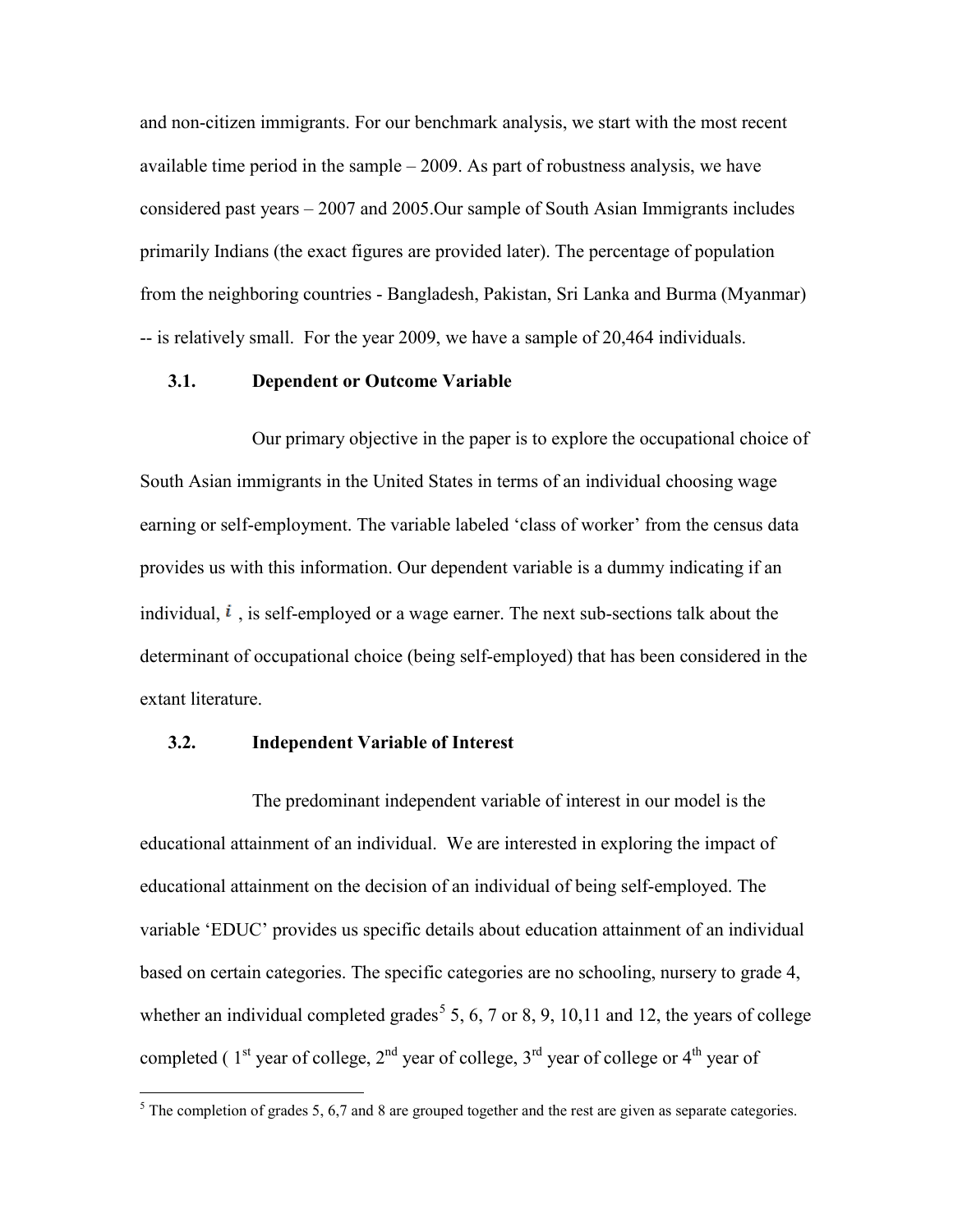and non-citizen immigrants. For our benchmark analysis, we start with the most recent available time period in the sample – 2009. As part of robustness analysis, we have considered past years – 2007 and 2005.Our sample of South Asian Immigrants includes primarily Indians (the exact figures are provided later). The percentage of population from the neighboring countries - Bangladesh, Pakistan, Sri Lanka and Burma (Myanmar) -- is relatively small. For the year 2009, we have a sample of 20,464 individuals.

### 3.1. Dependent or Outcome Variable

Our primary objective in the paper is to explore the occupational choice of South Asian immigrants in the United States in terms of an individual choosing wage earning or self-employment. The variable labeled 'class of worker' from the census data provides us with this information. Our dependent variable is a dummy indicating if an individual, $i$ , is self-employed or a wage earner. The next sub-sections talk about the determinant of occupational choice (being self-employed) that has been considered in the extant literature.

### 3.2. Independent Variable of Interest

The predominant independent variable of interest in our model is the educational attainment of an individual. We are interested in exploring the impact of educational attainment on the decision of an individual of being self-employed. The variable 'EDUC' provides us specific details about education attainment of an individual based on certain categories. The specific categories are no schooling, nursery to grade 4, whether an individual completed grades[5] 5, 6, 7 or 8, 9, 10,11 and 12, the years of college completed ( 1st year of college, 2nd year of college, 3rd year of college or 4th year of

[5] The completion of grades 5, 6,7 and 8 are grouped together and the rest are given as separate categories.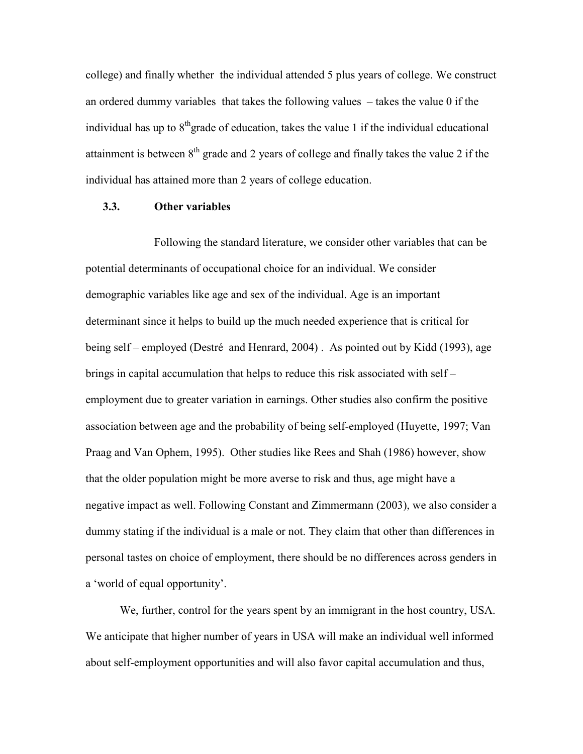college) and finally whether the individual attended 5 plus years of college. We construct an ordered dummy variables that takes the following values – takes the value 0 if the individual has up to $8^{th}$grade of education, takes the value 1 if the individual educational attainment is between $8^{th}$ grade and 2 years of college and finally takes the value 2 if the individual has attained more than 2 years of college education.

### 3.3. Other variables

Following the standard literature, we consider other variables that can be potential determinants of occupational choice for an individual. We consider demographic variables like age and sex of the individual. Age is an important determinant since it helps to build up the much needed experience that is critical for being self – employed (Destré and Henrard, 2004) . As pointed out by Kidd (1993), age brings in capital accumulation that helps to reduce this risk associated with self – employment due to greater variation in earnings. Other studies also confirm the positive association between age and the probability of being self-employed (Huyette, 1997; Van Praag and Van Ophem, 1995). Other studies like Rees and Shah (1986) however, show that the older population might be more averse to risk and thus, age might have a negative impact as well. Following Constant and Zimmermann (2003), we also consider a dummy stating if the individual is a male or not. They claim that other than differences in personal tastes on choice of employment, there should be no differences across genders in a 'world of equal opportunity'.

We, further, control for the years spent by an immigrant in the host country, USA. We anticipate that higher number of years in USA will make an individual well informed about self-employment opportunities and will also favor capital accumulation and thus,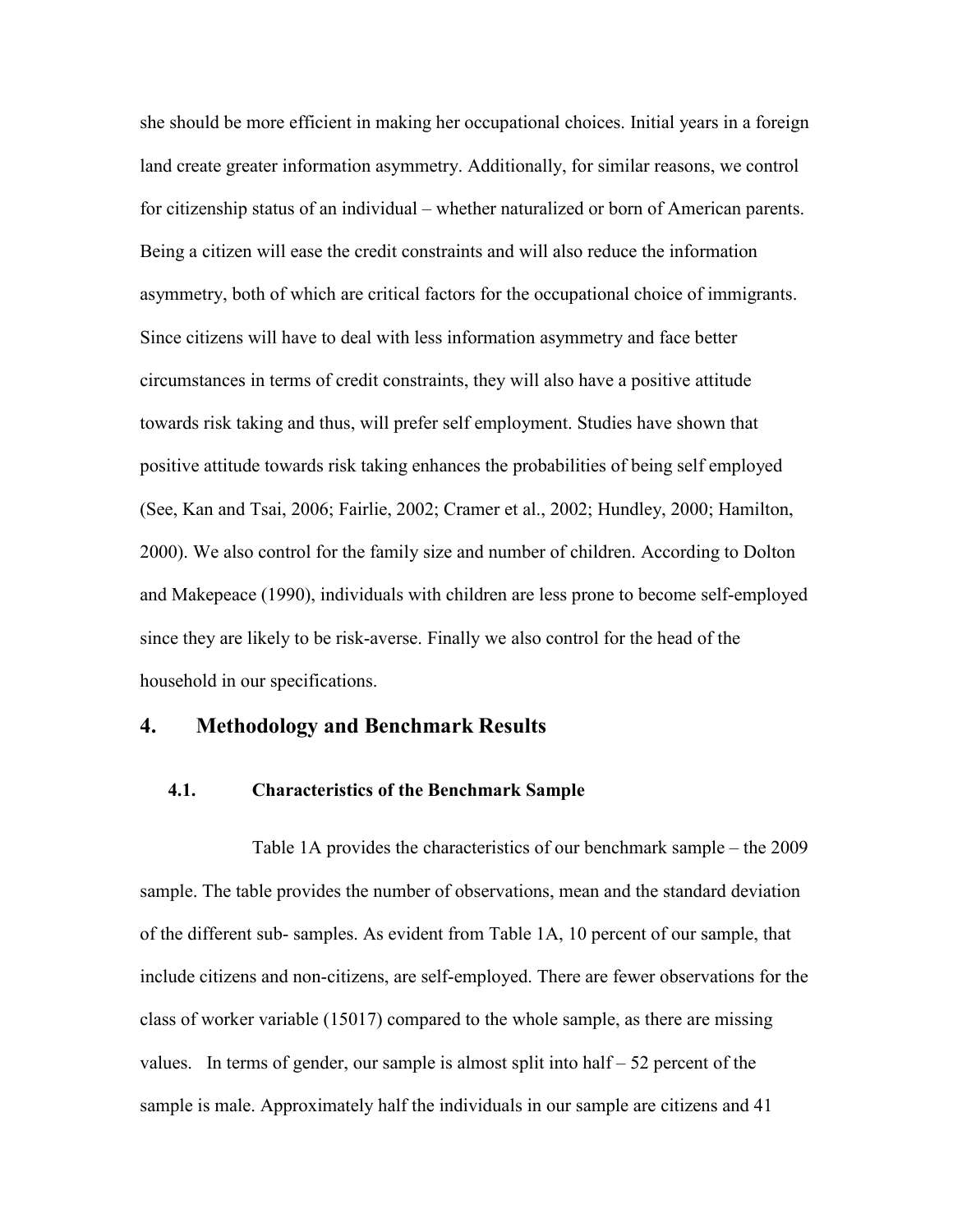she should be more efficient in making her occupational choices. Initial years in a foreign land create greater information asymmetry. Additionally, for similar reasons, we control for citizenship status of an individual – whether naturalized or born of American parents. Being a citizen will ease the credit constraints and will also reduce the information asymmetry, both of which are critical factors for the occupational choice of immigrants. Since citizens will have to deal with less information asymmetry and face better circumstances in terms of credit constraints, they will also have a positive attitude towards risk taking and thus, will prefer self employment. Studies have shown that positive attitude towards risk taking enhances the probabilities of being self employed (See, Kan and Tsai, 2006; Fairlie, 2002; Cramer et al., 2002; Hundley, 2000; Hamilton, 2000). We also control for the family size and number of children. According to Dolton and Makepeace (1990), individuals with children are less prone to become self-employed since they are likely to be risk-averse. Finally we also control for the head of the household in our specifications.

## 4. Methodology and Benchmark Results

### 4.1. Characteristics of the Benchmark Sample

Table 1A provides the characteristics of our benchmark sample – the 2009 sample. The table provides the number of observations, mean and the standard deviation of the different sub- samples. As evident from Table 1A, 10 percent of our sample, that include citizens and non-citizens, are self-employed. There are fewer observations for the class of worker variable (15017) compared to the whole sample, as there are missing values. In terms of gender, our sample is almost split into half – 52 percent of the sample is male. Approximately half the individuals in our sample are citizens and 41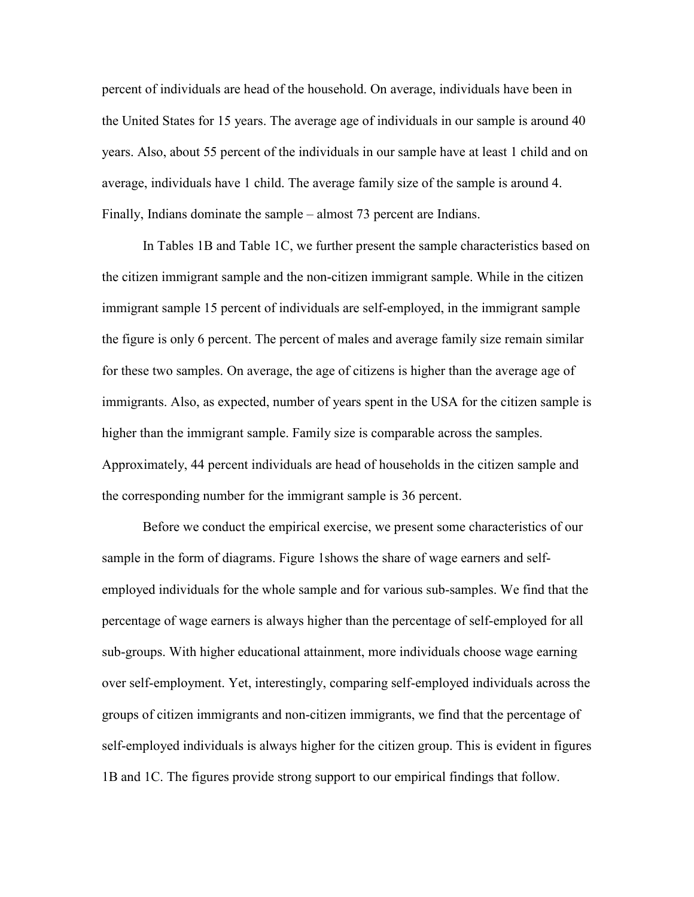percent of individuals are head of the household. On average, individuals have been in the United States for 15 years. The average age of individuals in our sample is around 40 years. Also, about 55 percent of the individuals in our sample have at least 1 child and on average, individuals have 1 child. The average family size of the sample is around 4. Finally, Indians dominate the sample – almost 73 percent are Indians.

In Tables 1B and Table 1C, we further present the sample characteristics based on the citizen immigrant sample and the non-citizen immigrant sample. While in the citizen immigrant sample 15 percent of individuals are self-employed, in the immigrant sample the figure is only 6 percent. The percent of males and average family size remain similar for these two samples. On average, the age of citizens is higher than the average age of immigrants. Also, as expected, number of years spent in the USA for the citizen sample is higher than the immigrant sample. Family size is comparable across the samples. Approximately, 44 percent individuals are head of households in the citizen sample and the corresponding number for the immigrant sample is 36 percent.

Before we conduct the empirical exercise, we present some characteristics of our sample in the form of diagrams. Figure 1shows the share of wage earners and self-employed individuals for the whole sample and for various sub-samples. We find that the percentage of wage earners is always higher than the percentage of self-employed for all sub-groups. With higher educational attainment, more individuals choose wage earning over self-employment. Yet, interestingly, comparing self-employed individuals across the groups of citizen immigrants and non-citizen immigrants, we find that the percentage of self-employed individuals is always higher for the citizen group. This is evident in figures 1B and 1C. The figures provide strong support to our empirical findings that follow.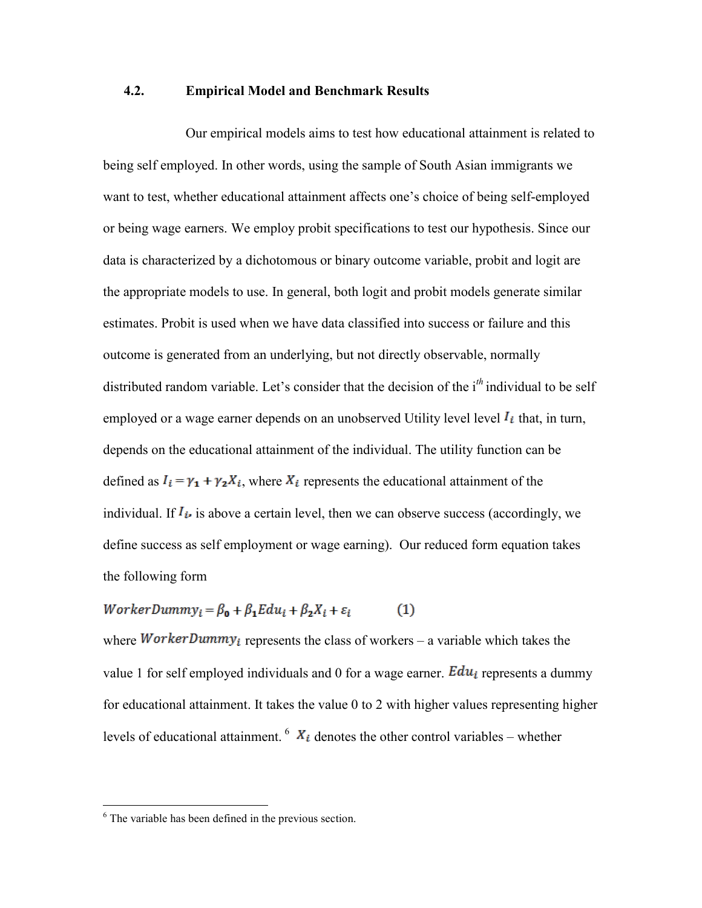### 4.2. Empirical Model and Benchmark Results

Our empirical models aims to test how educational attainment is related to being self employed. In other words, using the sample of South Asian immigrants we want to test, whether educational attainment affects one's choice of being self-employed or being wage earners. We employ probit specifications to test our hypothesis. Since our data is characterized by a dichotomous or binary outcome variable, probit and logit are the appropriate models to use. In general, both logit and probit models generate similar estimates. Probit is used when we have data classified into success or failure and this outcome is generated from an underlying, but not directly observable, normally distributed random variable. Let's consider that the decision of the i*th* individual to be self employed or a wage earner depends on an unobserved Utility level level $I_i$ that, in turn, depends on the educational attainment of the individual. The utility function can be defined as $I_i = \gamma_1 + \gamma_2 X_i$, where $X_i$ represents the educational attainment of the individual. If $I_i$, is above a certain level, then we can observe success (accordingly, we define success as self employment or wage earning). Our reduced form equation takes the following form

$$WorkerDummy_i = \beta_0 + \beta_1 Edu_i + \beta_2 X_i + \varepsilon_i \qquad (1)$$

where $WorkerDummy_i$ represents the class of workers – a variable which takes the value 1 for self employed individuals and 0 for a wage earner. $Edu_i$ represents a dummy for educational attainment. It takes the value 0 to 2 with higher values representing higher levels of educational attainment.[6] $X_i$ denotes the other control variables – whether

[6] The variable has been defined in the previous section.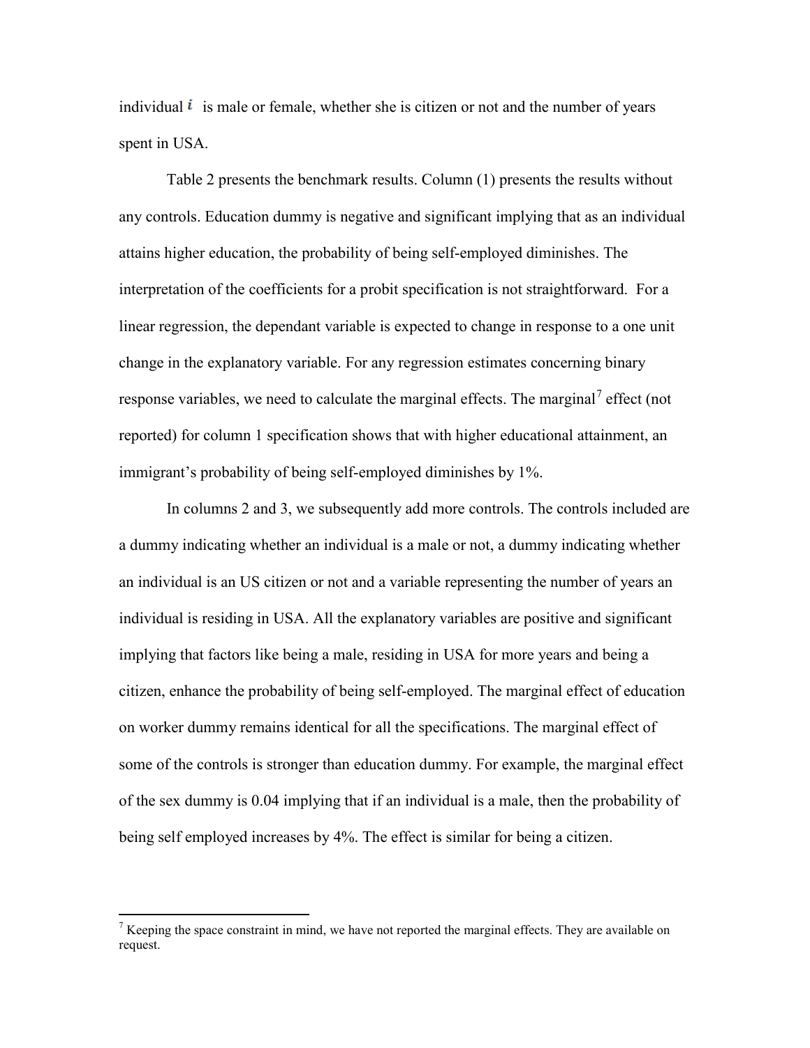individual $i$ is male or female, whether she is citizen or not and the number of years spent in USA.

Table 2 presents the benchmark results. Column (1) presents the results without any controls. Education dummy is negative and significant implying that as an individual attains higher education, the probability of being self-employed diminishes. The interpretation of the coefficients for a probit specification is not straightforward. For a linear regression, the dependant variable is expected to change in response to a one unit change in the explanatory variable. For any regression estimates concerning binary response variables, we need to calculate the marginal effects. The marginal[7] effect (not reported) for column 1 specification shows that with higher educational attainment, an immigrant's probability of being self-employed diminishes by 1%.

In columns 2 and 3, we subsequently add more controls. The controls included are a dummy indicating whether an individual is a male or not, a dummy indicating whether an individual is an US citizen or not and a variable representing the number of years an individual is residing in USA. All the explanatory variables are positive and significant implying that factors like being a male, residing in USA for more years and being a citizen, enhance the probability of being self-employed. The marginal effect of education on worker dummy remains identical for all the specifications. The marginal effect of some of the controls is stronger than education dummy. For example, the marginal effect of the sex dummy is 0.04 implying that if an individual is a male, then the probability of being self employed increases by 4%. The effect is similar for being a citizen.

[7] Keeping the space constraint in mind, we have not reported the marginal effects. They are available on request.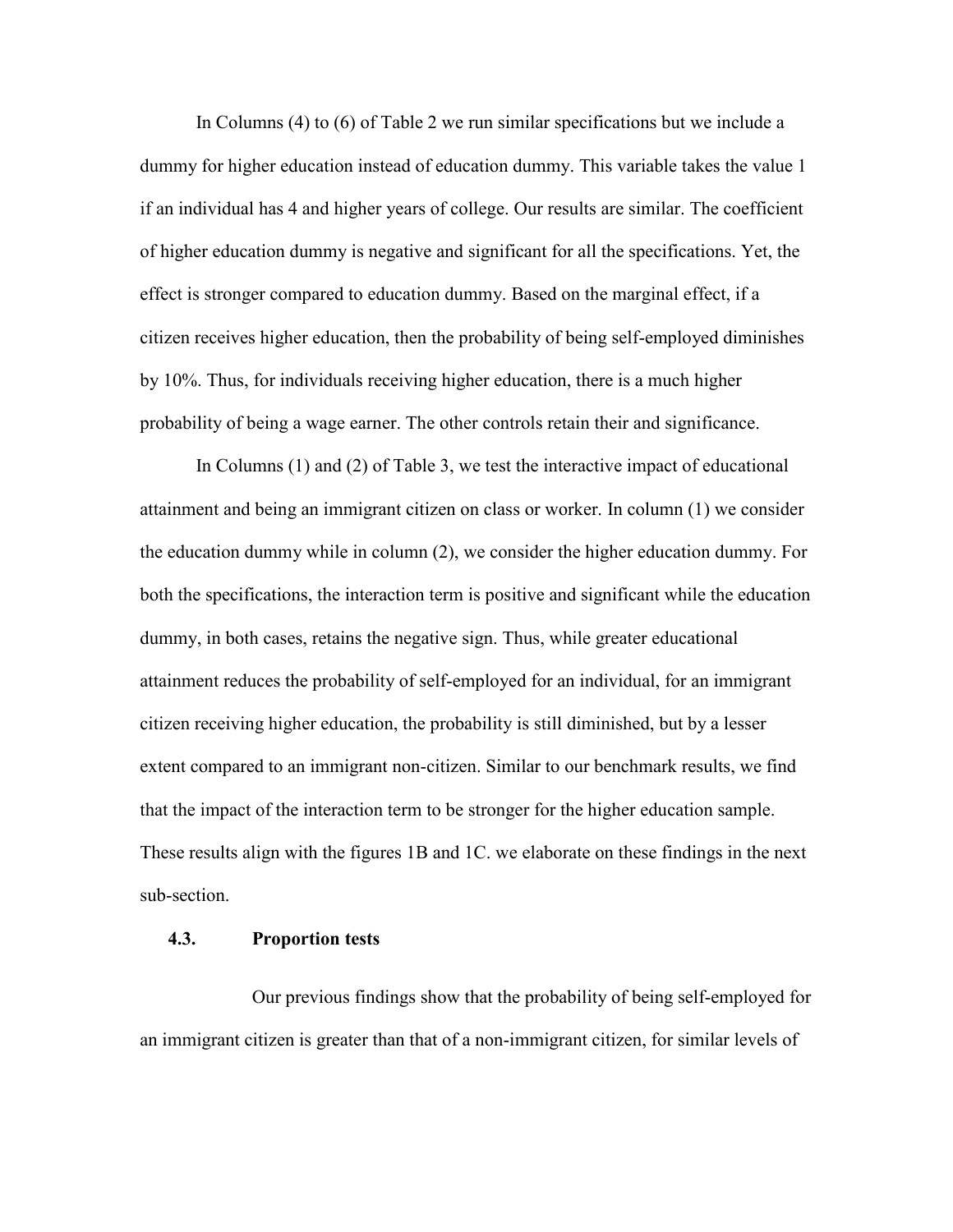In Columns (4) to (6) of Table 2 we run similar specifications but we include a dummy for higher education instead of education dummy. This variable takes the value 1 if an individual has 4 and higher years of college. Our results are similar. The coefficient of higher education dummy is negative and significant for all the specifications. Yet, the effect is stronger compared to education dummy. Based on the marginal effect, if a citizen receives higher education, then the probability of being self-employed diminishes by 10%. Thus, for individuals receiving higher education, there is a much higher probability of being a wage earner. The other controls retain their and significance.

In Columns (1) and (2) of Table 3, we test the interactive impact of educational attainment and being an immigrant citizen on class or worker. In column (1) we consider the education dummy while in column (2), we consider the higher education dummy. For both the specifications, the interaction term is positive and significant while the education dummy, in both cases, retains the negative sign. Thus, while greater educational attainment reduces the probability of self-employed for an individual, for an immigrant citizen receiving higher education, the probability is still diminished, but by a lesser extent compared to an immigrant non-citizen. Similar to our benchmark results, we find that the impact of the interaction term to be stronger for the higher education sample. These results align with the figures 1B and 1C. we elaborate on these findings in the next sub-section.

### 4.3. Proportion tests

Our previous findings show that the probability of being self-employed for an immigrant citizen is greater than that of a non-immigrant citizen, for similar levels of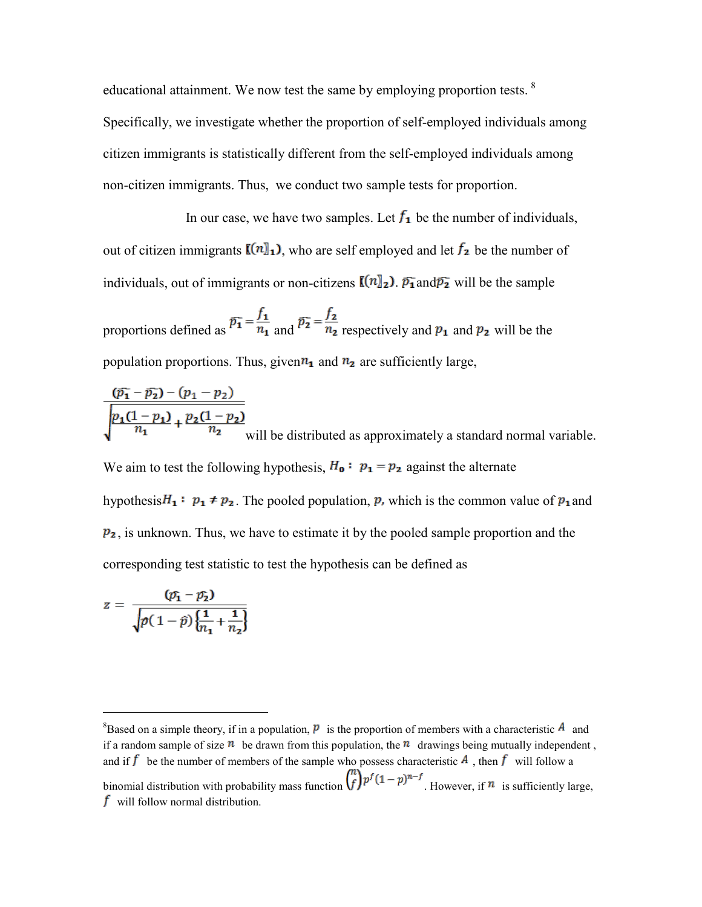educational attainment. We now test the same by employing proportion tests. [8] Specifically, we investigate whether the proportion of self-employed individuals among citizen immigrants is statistically different from the self-employed individuals among non-citizen immigrants. Thus, we conduct two sample tests for proportion.

In our case, we have two samples. Let $f_1$ be the number of individuals, out of citizen immigrants $(n_1)$, who are self employed and let $f_2$ be the number of individuals, out of immigrants or non-citizens $(n_2)$. $\hat{p_1}$ and $\hat{p_2}$ will be the sample proportions defined as $\hat{p_1} = \frac{f_1}{n_1}$ and $\hat{p_2} = \frac{f_2}{n_2}$ respectively and $p_1$ and $p_2$ will be the population proportions. Thus, given $n_1$ and $n_2$ are sufficiently large,

$$\frac{(\hat{p_1} - \hat{p_2}) - (p_1 - p_2)}{\sqrt{\frac{p_1(1-p_1)}{n_1} + \frac{p_2(1-p_2)}{n_2}}}$$

will be distributed as approximately a standard normal variable. We aim to test the following hypothesis, $H_0: \ p_1 = p_2$ against the alternate hypothesis $H_1: \ p_1 \neq p_2$. The pooled population, $p$, which is the common value of $p_1$ and $p_2$, is unknown. Thus, we have to estimate it by the pooled sample proportion and the corresponding test statistic to test the hypothesis can be defined as

$$z = \frac{(\hat{p_1} - \hat{p_2})}{\sqrt{\hat{p}(1-\hat{p})\left\{\frac{1}{n_1} + \frac{1}{n_2}\right\}}}$$

---

[8] Based on a simple theory, if in a population, $p$ is the proportion of members with a characteristic $A$ and if a random sample of size $n$ be drawn from this population, the $n$ drawings being mutually independent , and if $f$ be the number of members of the sample who possess characteristic $A$ , then $f$ will follow a binomial distribution with probability mass function $\binom{n}{f} p^f (1-p)^{n-f}$. However, if $n$ is sufficiently large, $f$ will follow normal distribution.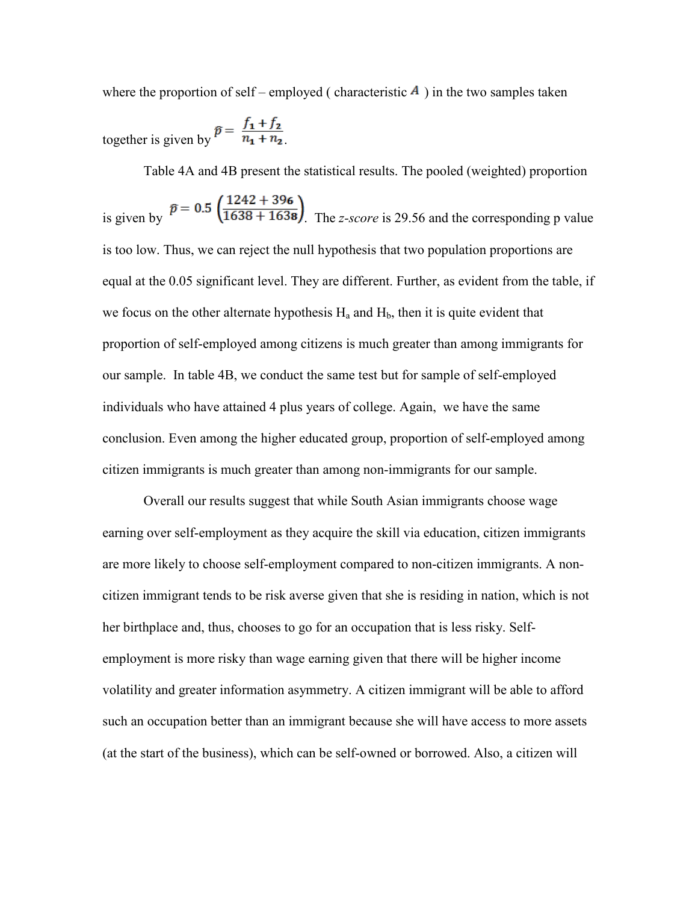where the proportion of self – employed ( characteristic $A$ ) in the two samples taken together is given by $\hat{p} = \frac{f_1 + f_2}{n_1 + n_2}$.

Table 4A and 4B present the statistical results. The pooled (weighted) proportion is given by $\hat{p} = 0.5\left(\frac{1242 + 396}{1638 + 1638}\right)$. The *z-score* is 29.56 and the corresponding p value is too low. Thus, we can reject the null hypothesis that two population proportions are equal at the 0.05 significant level. They are different. Further, as evident from the table, if we focus on the other alternate hypothesis $H_a$ and $H_b$, then it is quite evident that proportion of self-employed among citizens is much greater than among immigrants for our sample. In table 4B, we conduct the same test but for sample of self-employed individuals who have attained 4 plus years of college. Again, we have the same conclusion. Even among the higher educated group, proportion of self-employed among citizen immigrants is much greater than among non-immigrants for our sample.

Overall our results suggest that while South Asian immigrants choose wage earning over self-employment as they acquire the skill via education, citizen immigrants are more likely to choose self-employment compared to non-citizen immigrants. A non-citizen immigrant tends to be risk averse given that she is residing in nation, which is not her birthplace and, thus, chooses to go for an occupation that is less risky. Self-employment is more risky than wage earning given that there will be higher income volatility and greater information asymmetry. A citizen immigrant will be able to afford such an occupation better than an immigrant because she will have access to more assets (at the start of the business), which can be self-owned or borrowed. Also, a citizen will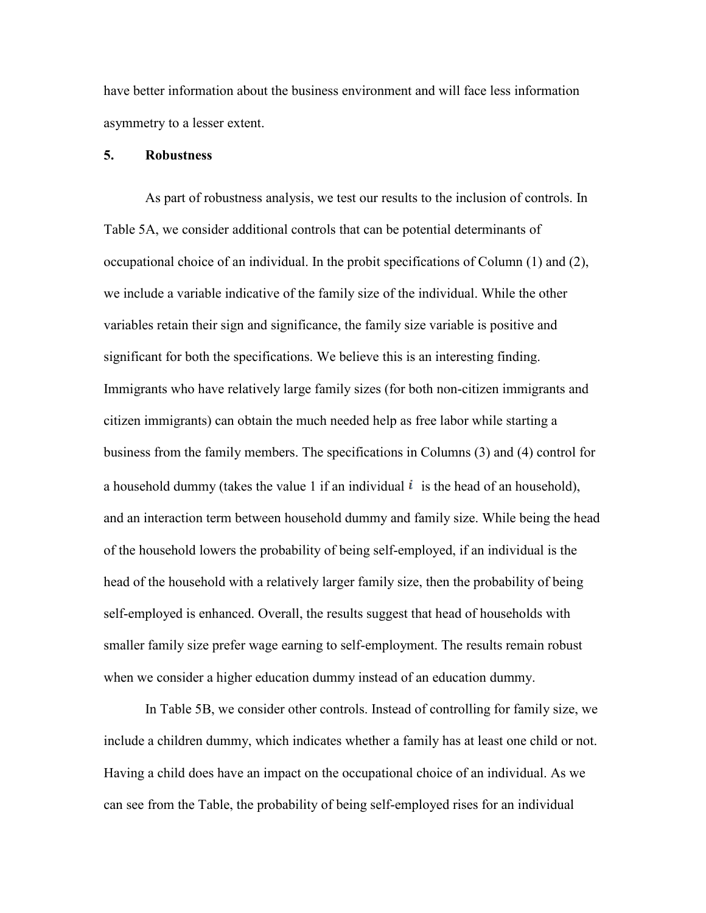have better information about the business environment and will face less information asymmetry to a lesser extent.

## 5. Robustness

As part of robustness analysis, we test our results to the inclusion of controls. In Table 5A, we consider additional controls that can be potential determinants of occupational choice of an individual. In the probit specifications of Column (1) and (2), we include a variable indicative of the family size of the individual. While the other variables retain their sign and significance, the family size variable is positive and significant for both the specifications. We believe this is an interesting finding. Immigrants who have relatively large family sizes (for both non-citizen immigrants and citizen immigrants) can obtain the much needed help as free labor while starting a business from the family members. The specifications in Columns (3) and (4) control for a household dummy (takes the value 1 if an individual $i$ is the head of an household), and an interaction term between household dummy and family size. While being the head of the household lowers the probability of being self-employed, if an individual is the head of the household with a relatively larger family size, then the probability of being self-employed is enhanced. Overall, the results suggest that head of households with smaller family size prefer wage earning to self-employment. The results remain robust when we consider a higher education dummy instead of an education dummy.

In Table 5B, we consider other controls. Instead of controlling for family size, we include a children dummy, which indicates whether a family has at least one child or not. Having a child does have an impact on the occupational choice of an individual. As we can see from the Table, the probability of being self-employed rises for an individual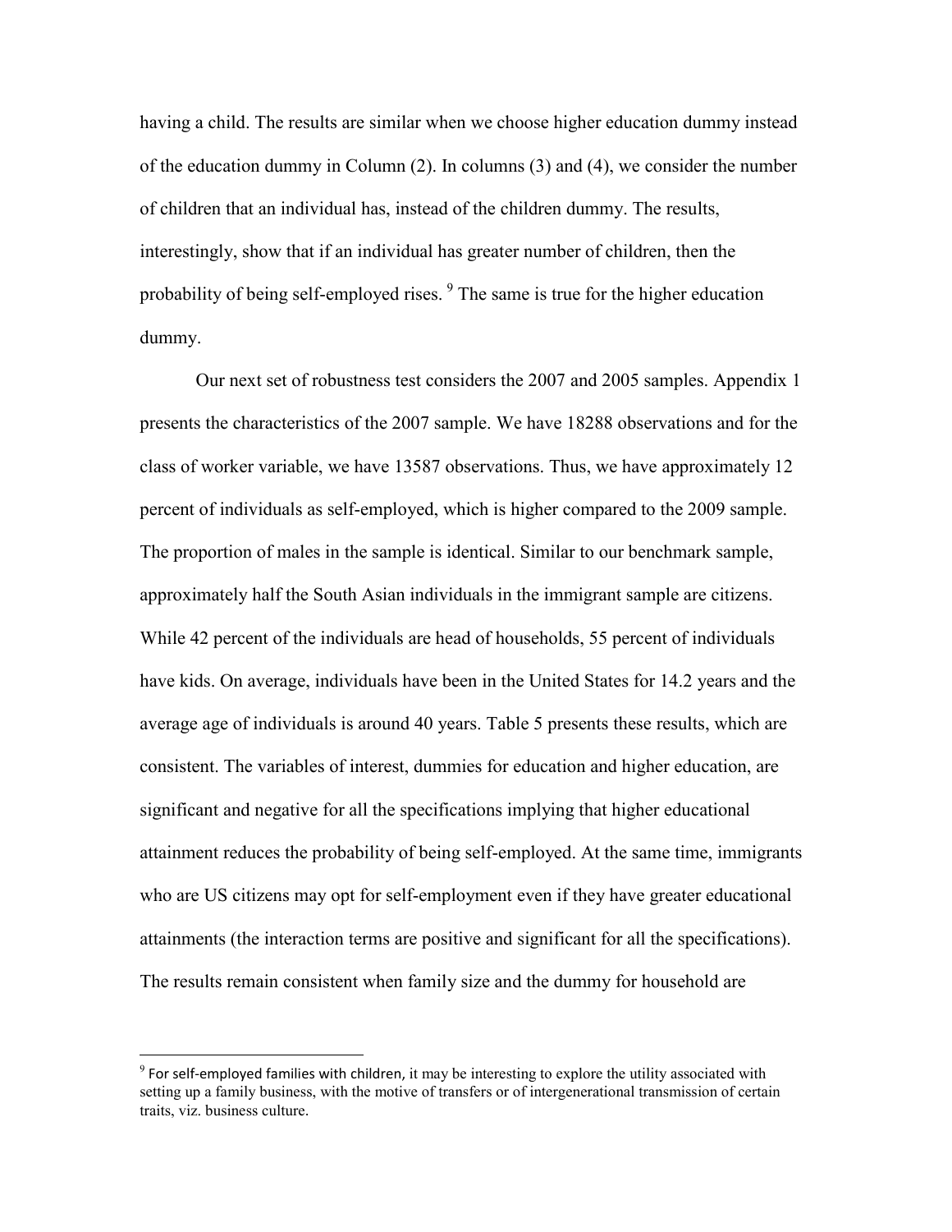having a child. The results are similar when we choose higher education dummy instead of the education dummy in Column (2). In columns (3) and (4), we consider the number of children that an individual has, instead of the children dummy. The results, interestingly, show that if an individual has greater number of children, then the probability of being self-employed rises. [9] The same is true for the higher education dummy.

Our next set of robustness test considers the 2007 and 2005 samples. Appendix 1 presents the characteristics of the 2007 sample. We have 18288 observations and for the class of worker variable, we have 13587 observations. Thus, we have approximately 12 percent of individuals as self-employed, which is higher compared to the 2009 sample. The proportion of males in the sample is identical. Similar to our benchmark sample, approximately half the South Asian individuals in the immigrant sample are citizens. While 42 percent of the individuals are head of households, 55 percent of individuals have kids. On average, individuals have been in the United States for 14.2 years and the average age of individuals is around 40 years. Table 5 presents these results, which are consistent. The variables of interest, dummies for education and higher education, are significant and negative for all the specifications implying that higher educational attainment reduces the probability of being self-employed. At the same time, immigrants who are US citizens may opt for self-employment even if they have greater educational attainments (the interaction terms are positive and significant for all the specifications). The results remain consistent when family size and the dummy for household are

[9] For self-employed families with children, it may be interesting to explore the utility associated with setting up a family business, with the motive of transfers or of intergenerational transmission of certain traits, viz. business culture.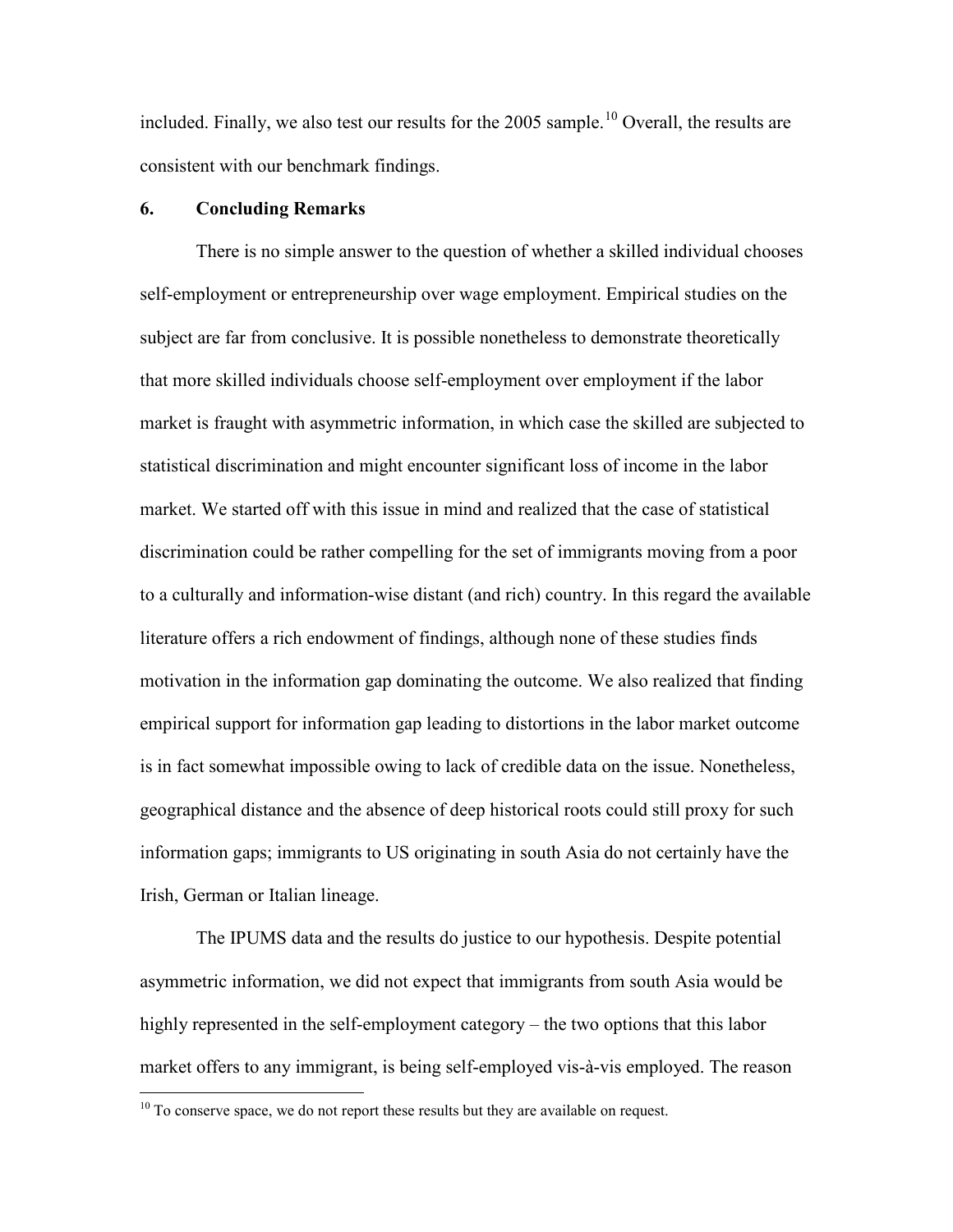included. Finally, we also test our results for the 2005 sample.[10] Overall, the results are consistent with our benchmark findings.

## 6. Concluding Remarks

There is no simple answer to the question of whether a skilled individual chooses self-employment or entrepreneurship over wage employment. Empirical studies on the subject are far from conclusive. It is possible nonetheless to demonstrate theoretically that more skilled individuals choose self-employment over employment if the labor market is fraught with asymmetric information, in which case the skilled are subjected to statistical discrimination and might encounter significant loss of income in the labor market. We started off with this issue in mind and realized that the case of statistical discrimination could be rather compelling for the set of immigrants moving from a poor to a culturally and information-wise distant (and rich) country. In this regard the available literature offers a rich endowment of findings, although none of these studies finds motivation in the information gap dominating the outcome. We also realized that finding empirical support for information gap leading to distortions in the labor market outcome is in fact somewhat impossible owing to lack of credible data on the issue. Nonetheless, geographical distance and the absence of deep historical roots could still proxy for such information gaps; immigrants to US originating in south Asia do not certainly have the Irish, German or Italian lineage.

The IPUMS data and the results do justice to our hypothesis. Despite potential asymmetric information, we did not expect that immigrants from south Asia would be highly represented in the self-employment category – the two options that this labor market offers to any immigrant, is being self-employed vis-à-vis employed. The reason

[10] To conserve space, we do not report these results but they are available on request.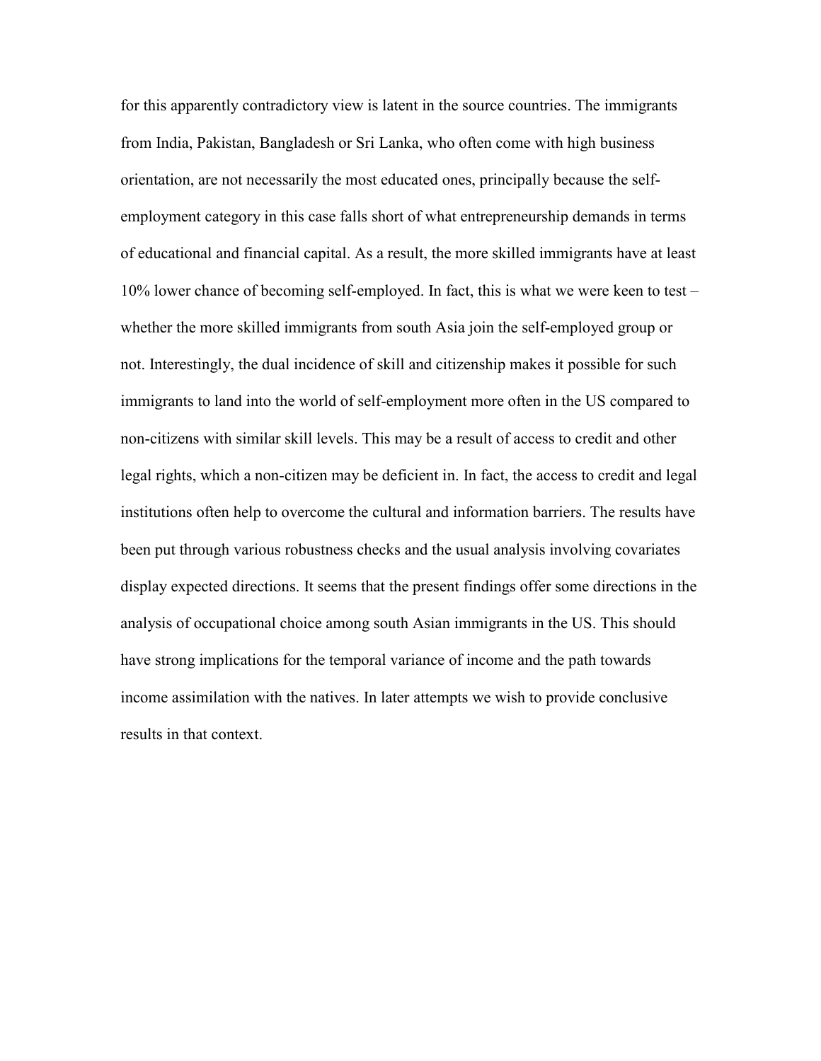for this apparently contradictory view is latent in the source countries. The immigrants from India, Pakistan, Bangladesh or Sri Lanka, who often come with high business orientation, are not necessarily the most educated ones, principally because the self-employment category in this case falls short of what entrepreneurship demands in terms of educational and financial capital. As a result, the more skilled immigrants have at least 10% lower chance of becoming self-employed. In fact, this is what we were keen to test – whether the more skilled immigrants from south Asia join the self-employed group or not. Interestingly, the dual incidence of skill and citizenship makes it possible for such immigrants to land into the world of self-employment more often in the US compared to non-citizens with similar skill levels. This may be a result of access to credit and other legal rights, which a non-citizen may be deficient in. In fact, the access to credit and legal institutions often help to overcome the cultural and information barriers. The results have been put through various robustness checks and the usual analysis involving covariates display expected directions. It seems that the present findings offer some directions in the analysis of occupational choice among south Asian immigrants in the US. This should have strong implications for the temporal variance of income and the path towards income assimilation with the natives. In later attempts we wish to provide conclusive results in that context.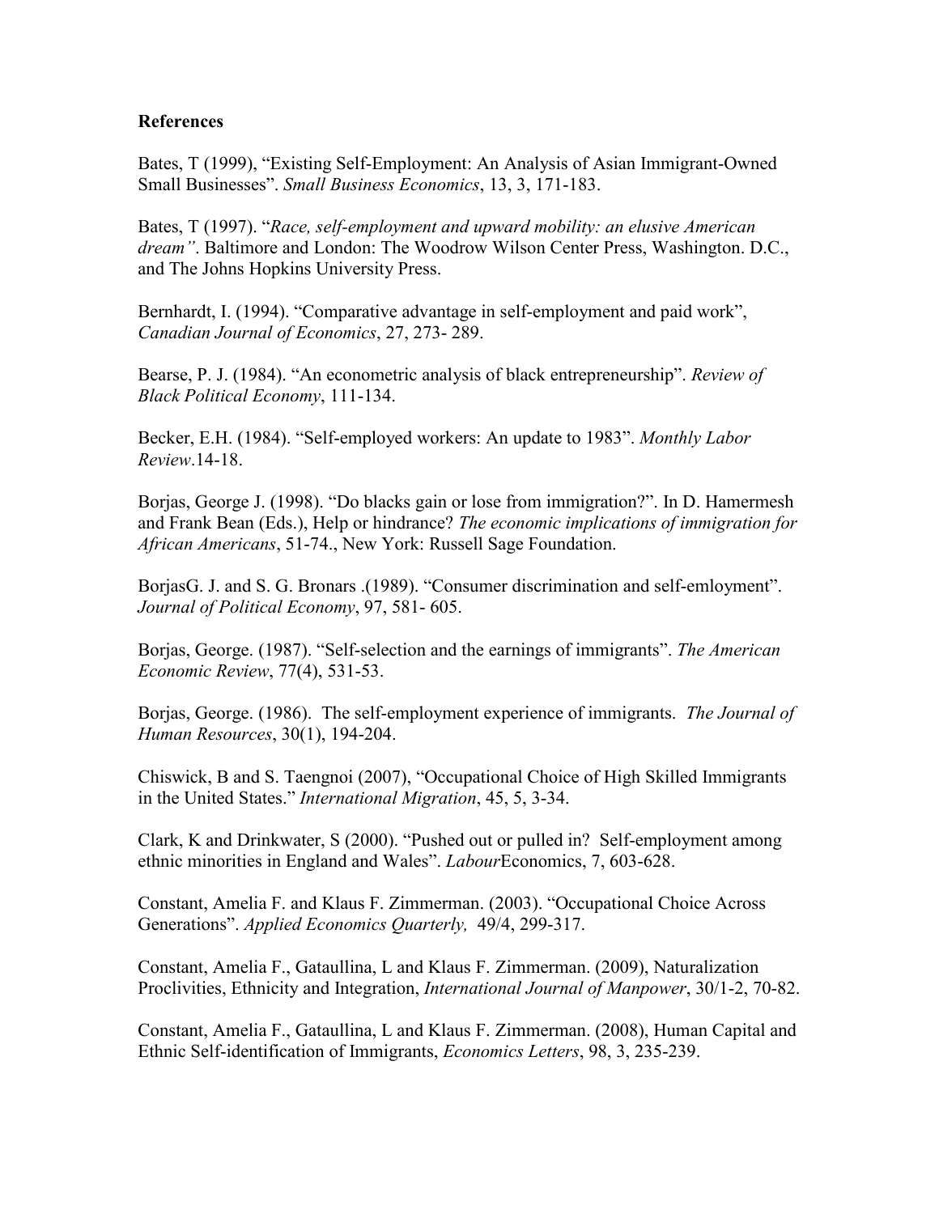**References**

Bates, T (1999), "Existing Self-Employment: An Analysis of Asian Immigrant-Owned Small Businesses". *Small Business Economics*, 13, 3, 171-183.

Bates, T (1997). "*Race, self-employment and upward mobility: an elusive American dream"*. Baltimore and London: The Woodrow Wilson Center Press, Washington. D.C., and The Johns Hopkins University Press.

Bernhardt, I. (1994). "Comparative advantage in self-employment and paid work", *Canadian Journal of Economics*, 27, 273- 289.

Bearse, P. J. (1984). "An econometric analysis of black entrepreneurship". *Review of Black Political Economy*, 111-134.

Becker, E.H. (1984). "Self-employed workers: An update to 1983". *Monthly Labor Review*.14-18.

Borjas, George J. (1998). "Do blacks gain or lose from immigration?". In D. Hamermesh and Frank Bean (Eds.), Help or hindrance? *The economic implications of immigration for African Americans*, 51-74., New York: Russell Sage Foundation.

BorjasG. J. and S. G. Bronars .(1989). "Consumer discrimination and self-emloyment". *Journal of Political Economy*, 97, 581- 605.

Borjas, George. (1987). "Self-selection and the earnings of immigrants". *The American Economic Review*, 77(4), 531-53.

Borjas, George. (1986). The self-employment experience of immigrants. *The Journal of Human Resources*, 30(1), 194-204.

Chiswick, B and S. Taengnoi (2007), "Occupational Choice of High Skilled Immigrants in the United States." *International Migration*, 45, 5, 3-34.

Clark, K and Drinkwater, S (2000). "Pushed out or pulled in? Self-employment among ethnic minorities in England and Wales". *Labour*Economics, 7, 603-628.

Constant, Amelia F. and Klaus F. Zimmerman. (2003). "Occupational Choice Across Generations". *Applied Economics Quarterly,* 49/4, 299-317.

Constant, Amelia F., Gataullina, L and Klaus F. Zimmerman. (2009), Naturalization Proclivities, Ethnicity and Integration, *International Journal of Manpower*, 30/1-2, 70-82.

Constant, Amelia F., Gataullina, L and Klaus F. Zimmerman. (2008), Human Capital and Ethnic Self-identification of Immigrants, *Economics Letters*, 98, 3, 235-239.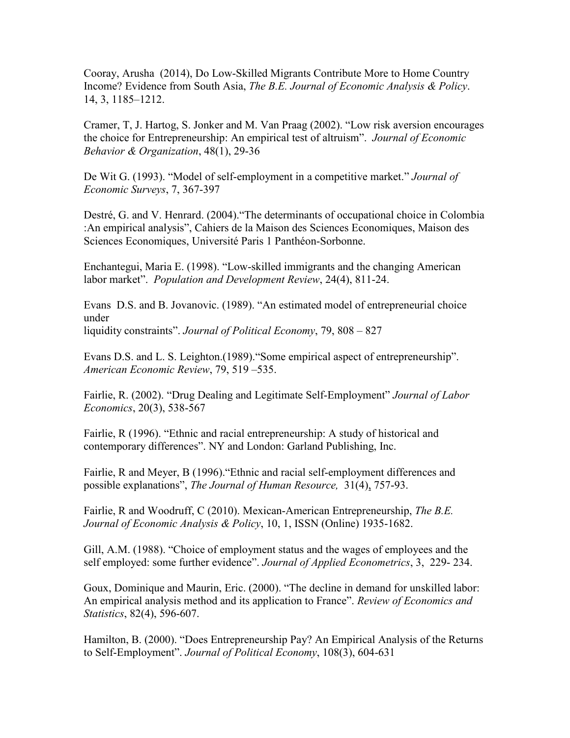Cooray, Arusha (2014), Do Low-Skilled Migrants Contribute More to Home Country Income? Evidence from South Asia, *The B.E. Journal of Economic Analysis & Policy*. 14, 3, 1185–1212.

Cramer, T, J. Hartog, S. Jonker and M. Van Praag (2002). "Low risk aversion encourages the choice for Entrepreneurship: An empirical test of altruism". *Journal of Economic Behavior & Organization*, 48(1), 29-36

De Wit G. (1993). "Model of self-employment in a competitive market." *Journal of Economic Surveys*, 7, 367-397

Destré, G. and V. Henrard. (2004)."The determinants of occupational choice in Colombia :An empirical analysis", Cahiers de la Maison des Sciences Economiques, Maison des Sciences Economiques, Université Paris 1 Panthéon-Sorbonne.

Enchantegui, Maria E. (1998). "Low-skilled immigrants and the changing American labor market". *Population and Development Review*, 24(4), 811-24.

Evans D.S. and B. Jovanovic. (1989). "An estimated model of entrepreneurial choice under
liquidity constraints". *Journal of Political Economy*, 79, 808 – 827

Evans D.S. and L. S. Leighton.(1989)."Some empirical aspect of entrepreneurship". *American Economic Review*, 79, 519 –535.

Fairlie, R. (2002). "Drug Dealing and Legitimate Self-Employment" *Journal of Labor Economics*, 20(3), 538-567

Fairlie, R (1996). "Ethnic and racial entrepreneurship: A study of historical and contemporary differences". NY and London: Garland Publishing, Inc.

Fairlie, R and Meyer, B (1996)."Ethnic and racial self-employment differences and possible explanations", *The Journal of Human Resource,* 31(4), 757-93.

Fairlie, R and Woodruff, C (2010). Mexican-American Entrepreneurship, *The B.E. Journal of Economic Analysis & Policy*, 10, 1, ISSN (Online) 1935-1682.

Gill, A.M. (1988). "Choice of employment status and the wages of employees and the self employed: some further evidence". *Journal of Applied Econometrics*, 3, 229- 234.

Goux, Dominique and Maurin, Eric. (2000). "The decline in demand for unskilled labor: An empirical analysis method and its application to France". *Review of Economics and Statistics*, 82(4), 596-607.

Hamilton, B. (2000). "Does Entrepreneurship Pay? An Empirical Analysis of the Returns to Self-Employment". *Journal of Political Economy*, 108(3), 604-631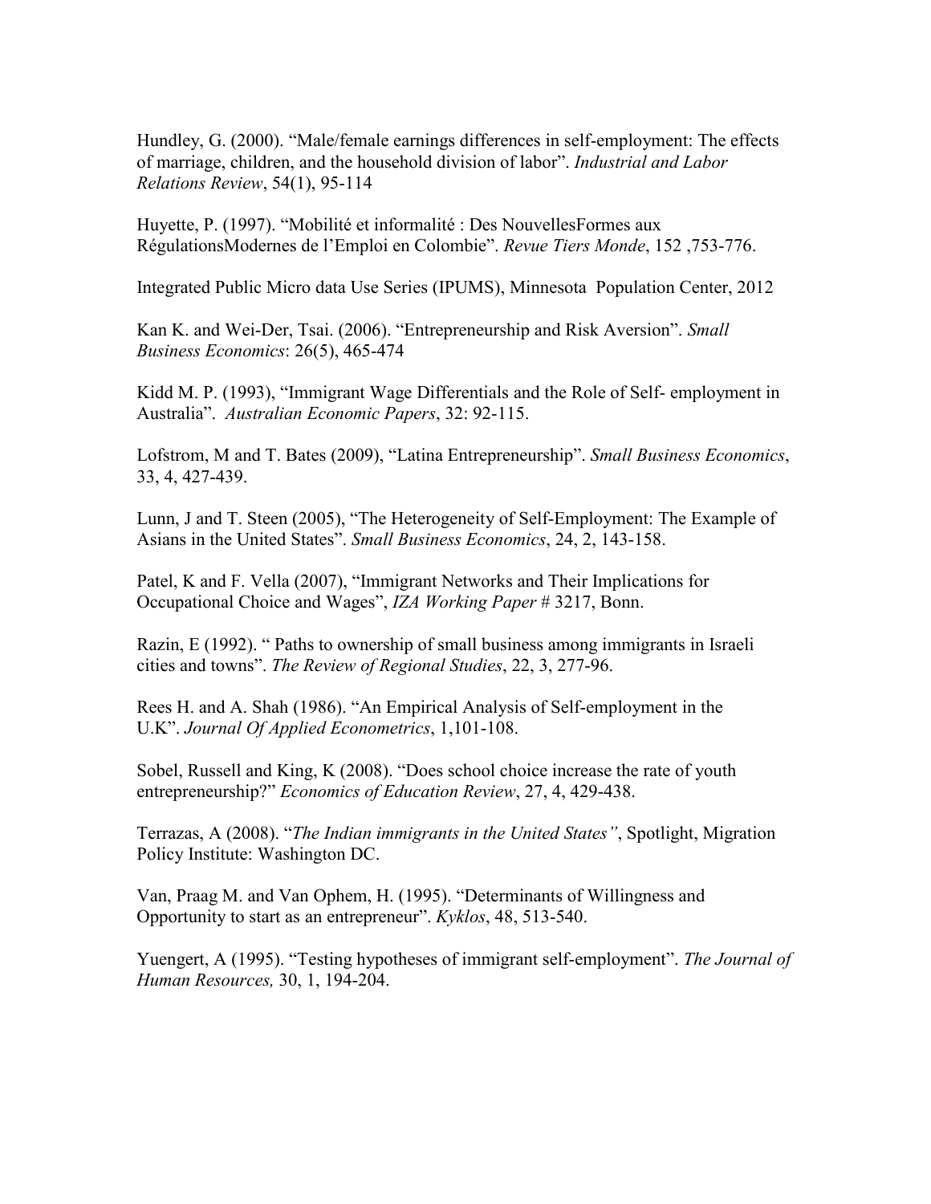Hundley, G. (2000). “Male/female earnings differences in self-employment: The effects of marriage, children, and the household division of labor”. *Industrial and Labor Relations Review*, 54(1), 95-114

Huyette, P. (1997). “Mobilité et informalité : Des NouvellesFormes aux RégulationsModernes de l’Emploi en Colombie”. *Revue Tiers Monde*, 152 ,753-776.

Integrated Public Micro data Use Series (IPUMS), Minnesota Population Center, 2012

Kan K. and Wei-Der, Tsai. (2006). “Entrepreneurship and Risk Aversion”. *Small Business Economics*: 26(5), 465-474

Kidd M. P. (1993), “Immigrant Wage Differentials and the Role of Self- employment in Australia”. *Australian Economic Papers*, 32: 92-115.

Lofstrom, M and T. Bates (2009), “Latina Entrepreneurship”. *Small Business Economics*, 33, 4, 427-439.

Lunn, J and T. Steen (2005), “The Heterogeneity of Self-Employment: The Example of Asians in the United States”. *Small Business Economics*, 24, 2, 143-158.

Patel, K and F. Vella (2007), “Immigrant Networks and Their Implications for Occupational Choice and Wages”, *IZA Working Paper* # 3217, Bonn.

Razin, E (1992). “ Paths to ownership of small business among immigrants in Israeli cities and towns”. *The Review of Regional Studies*, 22, 3, 277-96.

Rees H. and A. Shah (1986). “An Empirical Analysis of Self-employment in the U.K”. *Journal Of Applied Econometrics*, 1,101-108.

Sobel, Russell and King, K (2008). “Does school choice increase the rate of youth entrepreneurship?” *Economics of Education Review*, 27, 4, 429-438.

Terrazas, A (2008). “*The Indian immigrants in the United States”*, Spotlight, Migration Policy Institute: Washington DC.

Van, Praag M. and Van Ophem, H. (1995). “Determinants of Willingness and Opportunity to start as an entrepreneur”. *Kyklos*, 48, 513-540.

Yuengert, A (1995). “Testing hypotheses of immigrant self-employment”. *The Journal of Human Resources,* 30, 1, 194-204.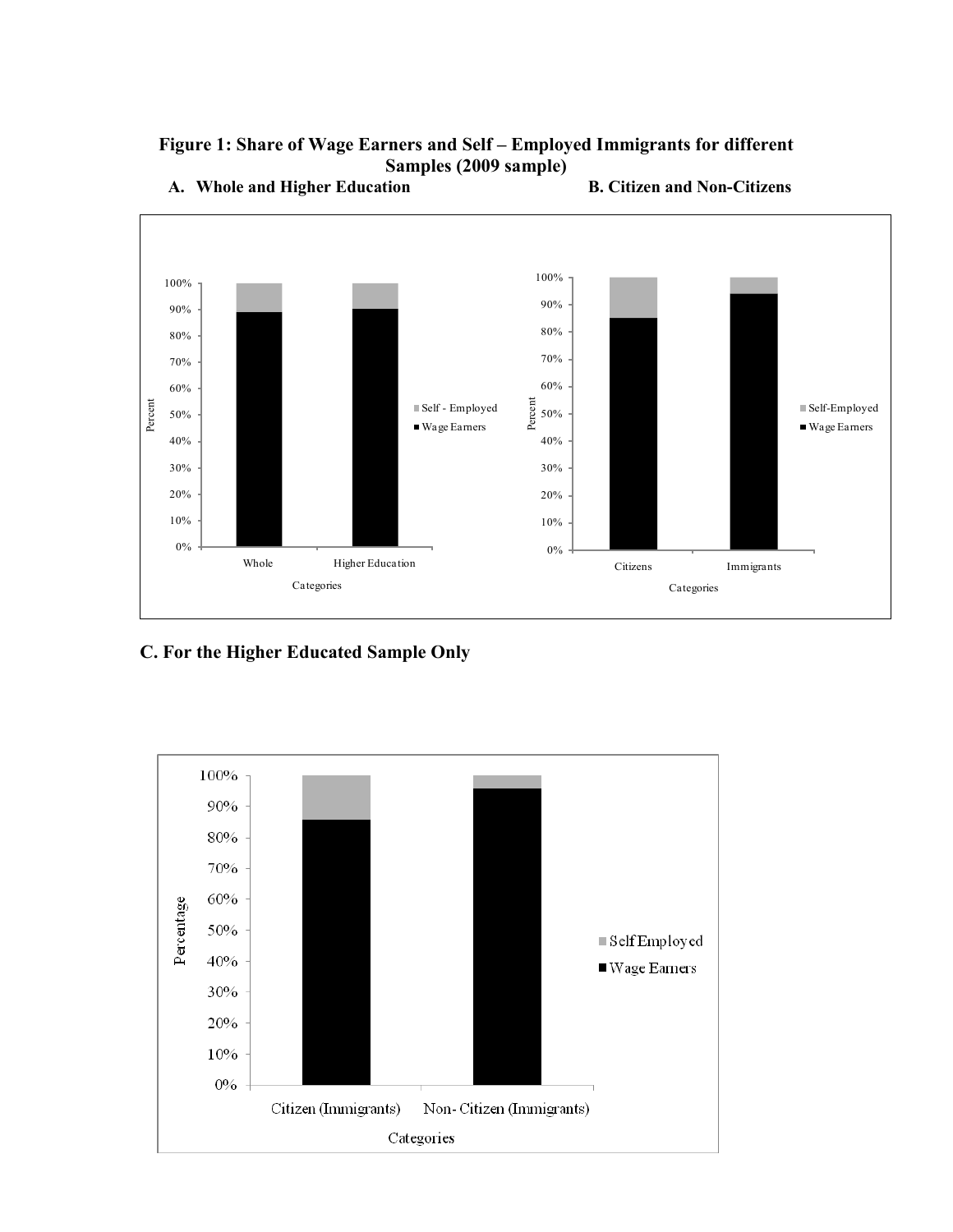**Figure 1: Share of Wage Earners and Self – Employed Immigrants for different Samples (2009 sample)**

**A. Whole and Higher Education** **B. Citizen and Non-Citizens**

**C. For the Higher Educated Sample Only**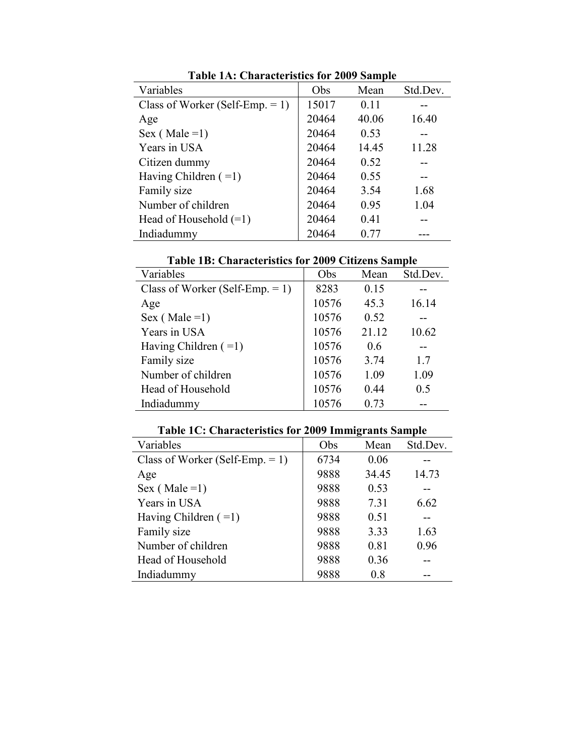**Table 1A: Characteristics for 2009 Sample**

| Variables | Obs | Mean | Std.Dev. |
|---|---|---|---|
| Class of Worker (Self-Emp. = 1) | 15017 | 0.11 | -- |
| Age | 20464 | 40.06 | 16.40 |
| Sex ( Male =1) | 20464 | 0.53 | -- |
| Years in USA | 20464 | 14.45 | 11.28 |
| Citizen dummy | 20464 | 0.52 | -- |
| Having Children ( =1) | 20464 | 0.55 | -- |
| Family size | 20464 | 3.54 | 1.68 |
| Number of children | 20464 | 0.95 | 1.04 |
| Head of Household (=1) | 20464 | 0.41 | -- |
| Indiadummy | 20464 | 0.77 | --- |

**Table 1B: Characteristics for 2009 Citizens Sample**

| Variables | Obs | Mean | Std.Dev. |
|---|---|---|---|
| Class of Worker (Self-Emp. = 1) | 8283 | 0.15 | -- |
| Age | 10576 | 45.3 | 16.14 |
| Sex ( Male =1) | 10576 | 0.52 | -- |
| Years in USA | 10576 | 21.12 | 10.62 |
| Having Children ( =1) | 10576 | 0.6 | -- |
| Family size | 10576 | 3.74 | 1.7 |
| Number of children | 10576 | 1.09 | 1.09 |
| Head of Household | 10576 | 0.44 | 0.5 |
| Indiadummy | 10576 | 0.73 | -- |

**Table 1C: Characteristics for 2009 Immigrants Sample**

| Variables | Obs | Mean | Std.Dev. |
|---|---|---|---|
| Class of Worker (Self-Emp. = 1) | 6734 | 0.06 | -- |
| Age | 9888 | 34.45 | 14.73 |
| Sex ( Male =1) | 9888 | 0.53 | -- |
| Years in USA | 9888 | 7.31 | 6.62 |
| Having Children ( =1) | 9888 | 0.51 | -- |
| Family size | 9888 | 3.33 | 1.63 |
| Number of children | 9888 | 0.81 | 0.96 |
| Head of Household | 9888 | 0.36 | -- |
| Indiadummy | 9888 | 0.8 | -- |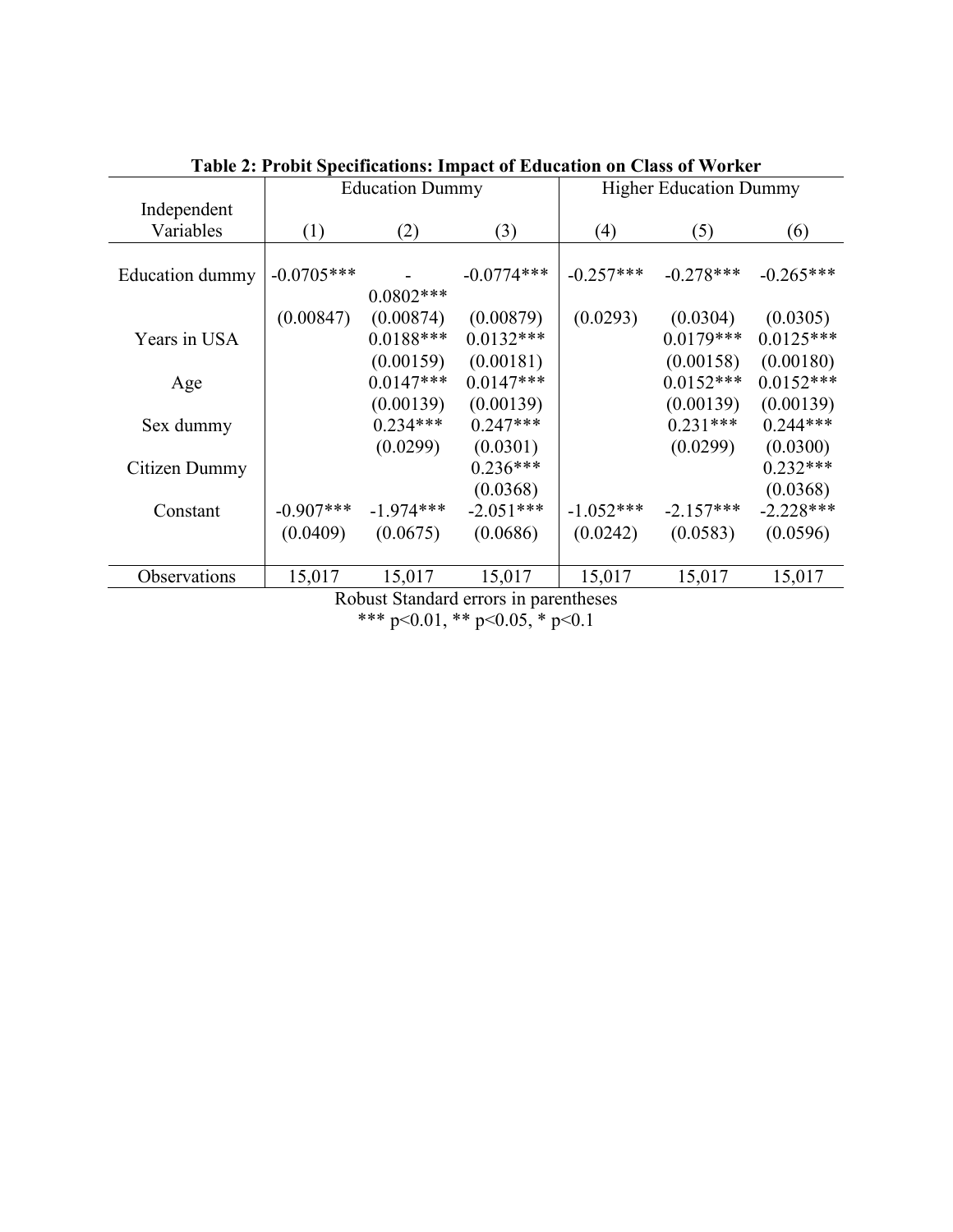**Table 2: Probit Specifications: Impact of Education on Class of Worker**

| Independent Variables | Education Dummy | | | Higher Education Dummy | | |
|---|---|---|---|---|---|---|
| | (1) | (2) | (3) | (4) | (5) | (6) |
| Education dummy | -0.0705*** | -0.0802*** | -0.0774*** | -0.257*** | -0.278*** | -0.265*** |
| | (0.00847) | (0.00874) | (0.00879) | (0.0293) | (0.0304) | (0.0305) |
| Years in USA | | 0.0188*** | 0.0132*** | | 0.0179*** | 0.0125*** |
| | | (0.00159) | (0.00181) | | (0.00158) | (0.00180) |
| Age | | 0.0147*** | 0.0147*** | | 0.0152*** | 0.0152*** |
| | | (0.00139) | (0.00139) | | (0.00139) | (0.00139) |
| Sex dummy | | 0.234*** | 0.247*** | | 0.231*** | 0.244*** |
| | | (0.0299) | (0.0301) | | (0.0299) | (0.0300) |
| Citizen Dummy | | | 0.236*** | | | 0.232*** |
| | | | (0.0368) | | | (0.0368) |
| Constant | -0.907*** | -1.974*** | -2.051*** | -1.052*** | -2.157*** | -2.228*** |
| | (0.0409) | (0.0675) | (0.0686) | (0.0242) | (0.0583) | (0.0596) |
| Observations | 15,017 | 15,017 | 15,017 | 15,017 | 15,017 | 15,017 |

Robust Standard errors in parentheses

*** $p<0.01$, ** $p<0.05$, * $p<0.1$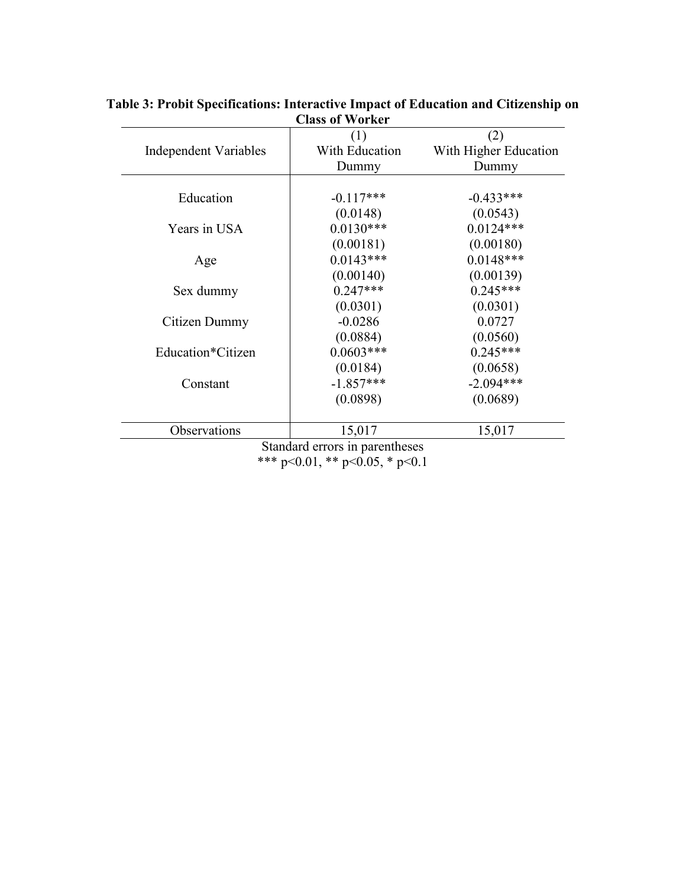**Table 3: Probit Specifications: Interactive Impact of Education and Citizenship on Class of Worker**

| Independent Variables | (1) With Education Dummy | (2) With Higher Education Dummy |
|---|---|---|
| Education | -0.117*** | -0.433*** |
| | (0.0148) | (0.0543) |
| Years in USA | 0.0130*** | 0.0124*** |
| | (0.00181) | (0.00180) |
| Age | 0.0143*** | 0.0148*** |
| | (0.00140) | (0.00139) |
| Sex dummy | 0.247*** | 0.245*** |
| | (0.0301) | (0.0301) |
| Citizen Dummy | -0.0286 | 0.0727 |
| | (0.0884) | (0.0560) |
| Education*Citizen | 0.0603*** | 0.245*** |
| | (0.0184) | (0.0658) |
| Constant | -1.857*** | -2.094*** |
| | (0.0898) | (0.0689) |
| Observations | 15,017 | 15,017 |

Standard errors in parentheses

*** p<0.01, ** p<0.05, * p<0.1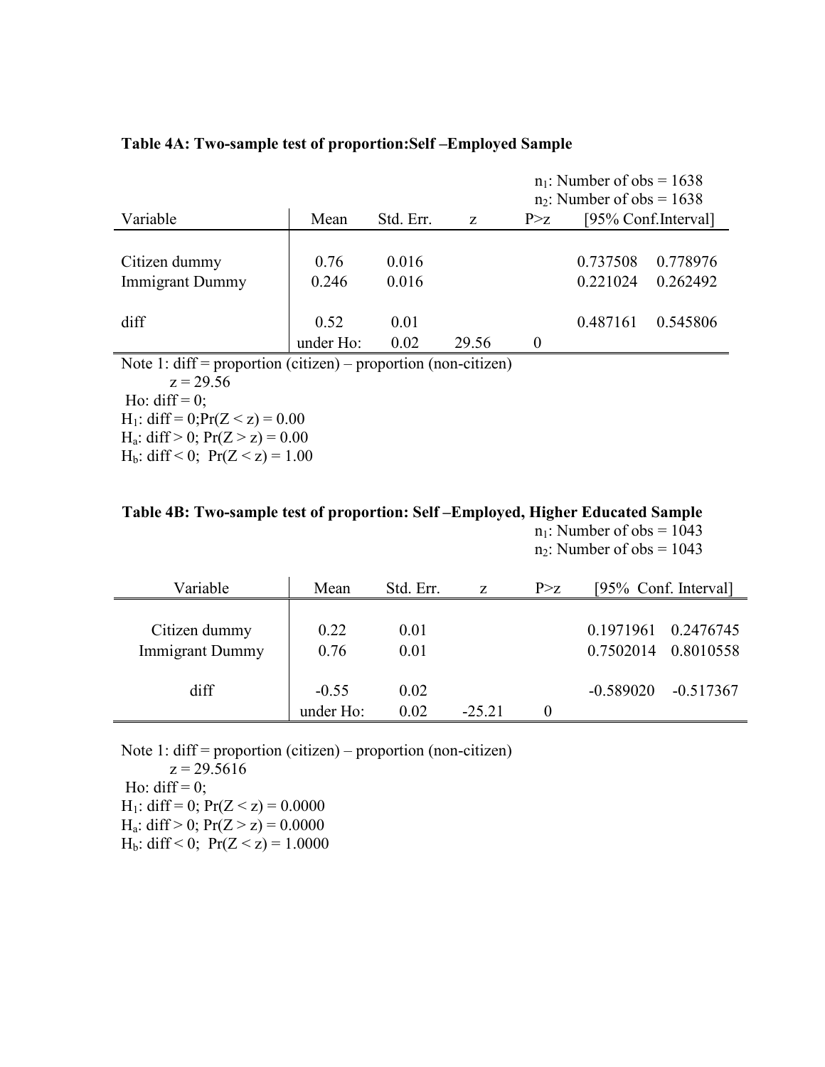**Table 4A: Two-sample test of proportion:Self –Employed Sample**

$n_1$: Number of obs = 1638
$n_2$: Number of obs = 1638

| Variable | Mean | Std. Err. | z | P>z | [95% Conf.Interval] | |
|---|---|---|---|---|---|---|
| Citizen dummy | 0.76 | 0.016 | | | 0.737508 | 0.778976 |
| Immigrant Dummy | 0.246 | 0.016 | | | 0.221024 | 0.262492 |
| diff | 0.52 | 0.01 | | | 0.487161 | 0.545806 |
| | under Ho: | 0.02 | 29.56 | 0 | | |

Note 1: diff = proportion (citizen) – proportion (non-citizen)
z = 29.56
Ho: diff = 0;
$H_1$: diff = 0;Pr(Z < z) = 0.00
$H_a$: diff > 0; Pr(Z > z) = 0.00
$H_b$: diff < 0; Pr(Z < z) = 1.00

**Table 4B: Two-sample test of proportion: Self –Employed, Higher Educated Sample**

$n_1$: Number of obs = 1043
$n_2$: Number of obs = 1043

| Variable | Mean | Std. Err. | z | P>z | [95% Conf. Interval] | |
|---|---|---|---|---|---|---|
| Citizen dummy | 0.22 | 0.01 | | | 0.1971961 | 0.2476745 |
| Immigrant Dummy | 0.76 | 0.01 | | | 0.7502014 | 0.8010558 |
| diff | -0.55 | 0.02 | | | -0.589020 | -0.517367 |
| | under Ho: | 0.02 | -25.21 | 0 | | |

Note 1: diff = proportion (citizen) – proportion (non-citizen)
z = 29.5616
Ho: diff = 0;
$H_1$: diff = 0; Pr(Z < z) = 0.0000
$H_a$: diff > 0; Pr(Z > z) = 0.0000
$H_b$: diff < 0; Pr(Z < z) = 1.0000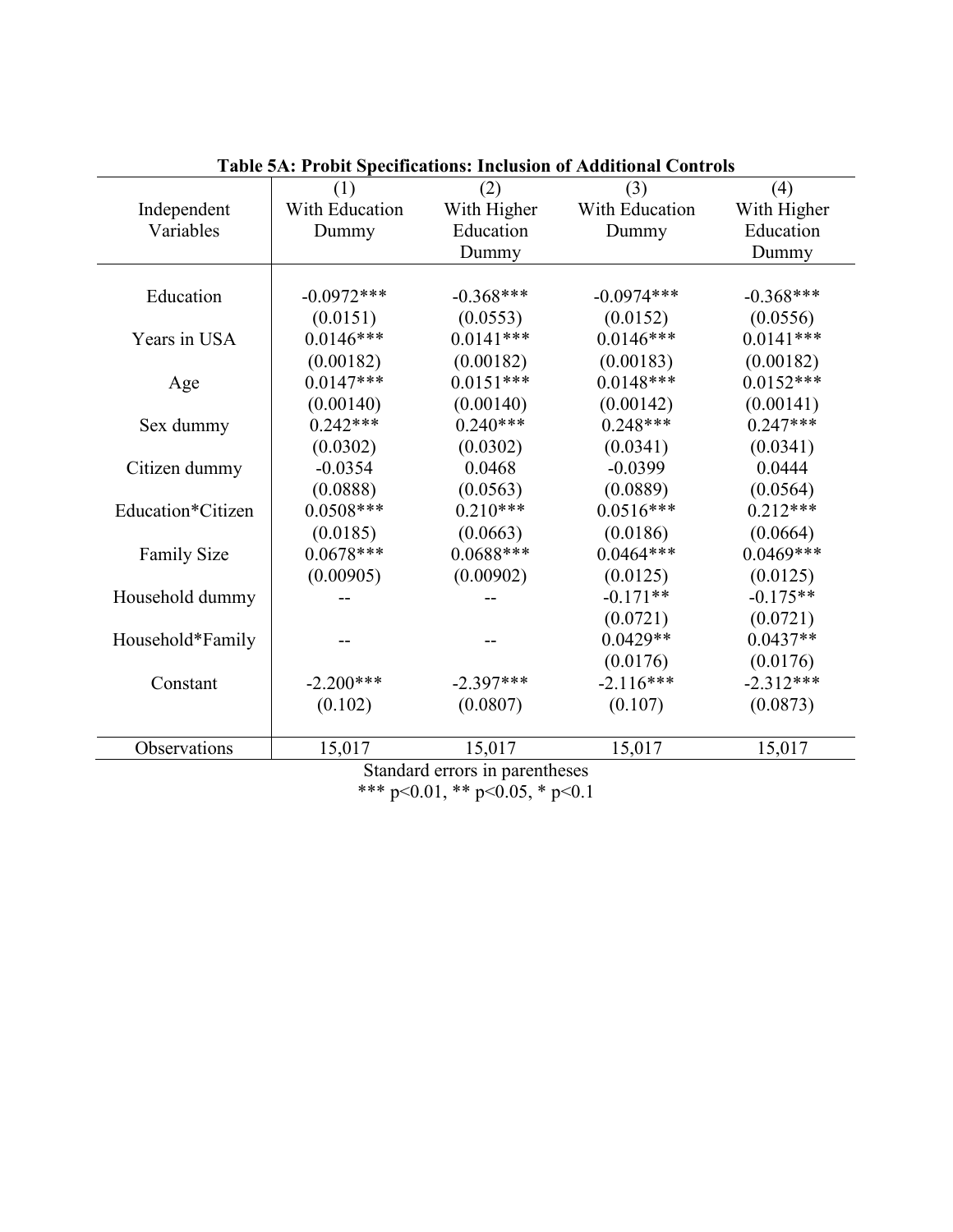**Table 5A: Probit Specifications: Inclusion of Additional Controls**

| Independent Variables | (1) With Education Dummy | (2) With Higher Education Dummy | (3) With Education Dummy | (4) With Higher Education Dummy |
|---|---|---|---|---|
| Education | -0.0972*** | -0.368*** | -0.0974*** | -0.368*** |
| | (0.0151) | (0.0553) | (0.0152) | (0.0556) |
| Years in USA | 0.0146*** | 0.0141*** | 0.0146*** | 0.0141*** |
| | (0.00182) | (0.00182) | (0.00183) | (0.00182) |
| Age | 0.0147*** | 0.0151*** | 0.0148*** | 0.0152*** |
| | (0.00140) | (0.00140) | (0.00142) | (0.00141) |
| Sex dummy | 0.242*** | 0.240*** | 0.248*** | 0.247*** |
| | (0.0302) | (0.0302) | (0.0341) | (0.0341) |
| Citizen dummy | -0.0354 | 0.0468 | -0.0399 | 0.0444 |
| | (0.0888) | (0.0563) | (0.0889) | (0.0564) |
| Education*Citizen | 0.0508*** | 0.210*** | 0.0516*** | 0.212*** |
| | (0.0185) | (0.0663) | (0.0186) | (0.0664) |
| Family Size | 0.0678*** | 0.0688*** | 0.0464*** | 0.0469*** |
| | (0.00905) | (0.00902) | (0.0125) | (0.0125) |
| Household dummy | -- | -- | -0.171** | -0.175** |
| | | | (0.0721) | (0.0721) |
| Household*Family | -- | -- | 0.0429** | 0.0437** |
| | | | (0.0176) | (0.0176) |
| Constant | -2.200*** | -2.397*** | -2.116*** | -2.312*** |
| | (0.102) | (0.0807) | (0.107) | (0.0873) |
| Observations | 15,017 | 15,017 | 15,017 | 15,017 |

Standard errors in parentheses

*** $p<0.01$, ** $p<0.05$, * $p<0.1$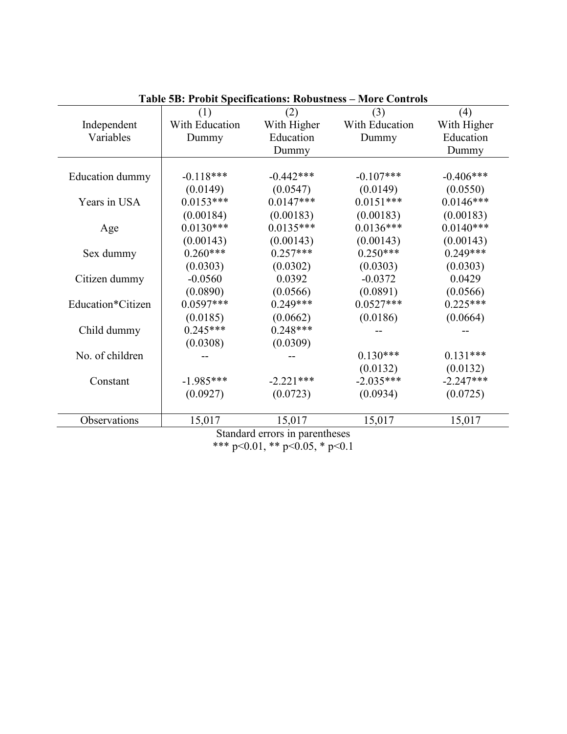**Table 5B: Probit Specifications: Robustness – More Controls**

| Independent Variables | (1) With Education Dummy | (2) With Higher Education Dummy | (3) With Education Dummy | (4) With Higher Education Dummy |
|---|---|---|---|---|
| Education dummy | -0.118*** | -0.442*** | -0.107*** | -0.406*** |
| | (0.0149) | (0.0547) | (0.0149) | (0.0550) |
| Years in USA | 0.0153*** | 0.0147*** | 0.0151*** | 0.0146*** |
| | (0.00184) | (0.00183) | (0.00183) | (0.00183) |
| Age | 0.0130*** | 0.0135*** | 0.0136*** | 0.0140*** |
| | (0.00143) | (0.00143) | (0.00143) | (0.00143) |
| Sex dummy | 0.260*** | 0.257*** | 0.250*** | 0.249*** |
| | (0.0303) | (0.0302) | (0.0303) | (0.0303) |
| Citizen dummy | -0.0560 | 0.0392 | -0.0372 | 0.0429 |
| | (0.0890) | (0.0566) | (0.0891) | (0.0566) |
| Education*Citizen | 0.0597*** | 0.249*** | 0.0527*** | 0.225*** |
| | (0.0185) | (0.0662) | (0.0186) | (0.0664) |
| Child dummy | 0.245*** | 0.248*** | -- | -- |
| | (0.0308) | (0.0309) | | |
| No. of children | -- | -- | 0.130*** | 0.131*** |
| | | | (0.0132) | (0.0132) |
| Constant | -1.985*** | -2.221*** | -2.035*** | -2.247*** |
| | (0.0927) | (0.0723) | (0.0934) | (0.0725) |
| Observations | 15,017 | 15,017 | 15,017 | 15,017 |

Standard errors in parentheses

*** p<0.01, ** p<0.05, * p<0.1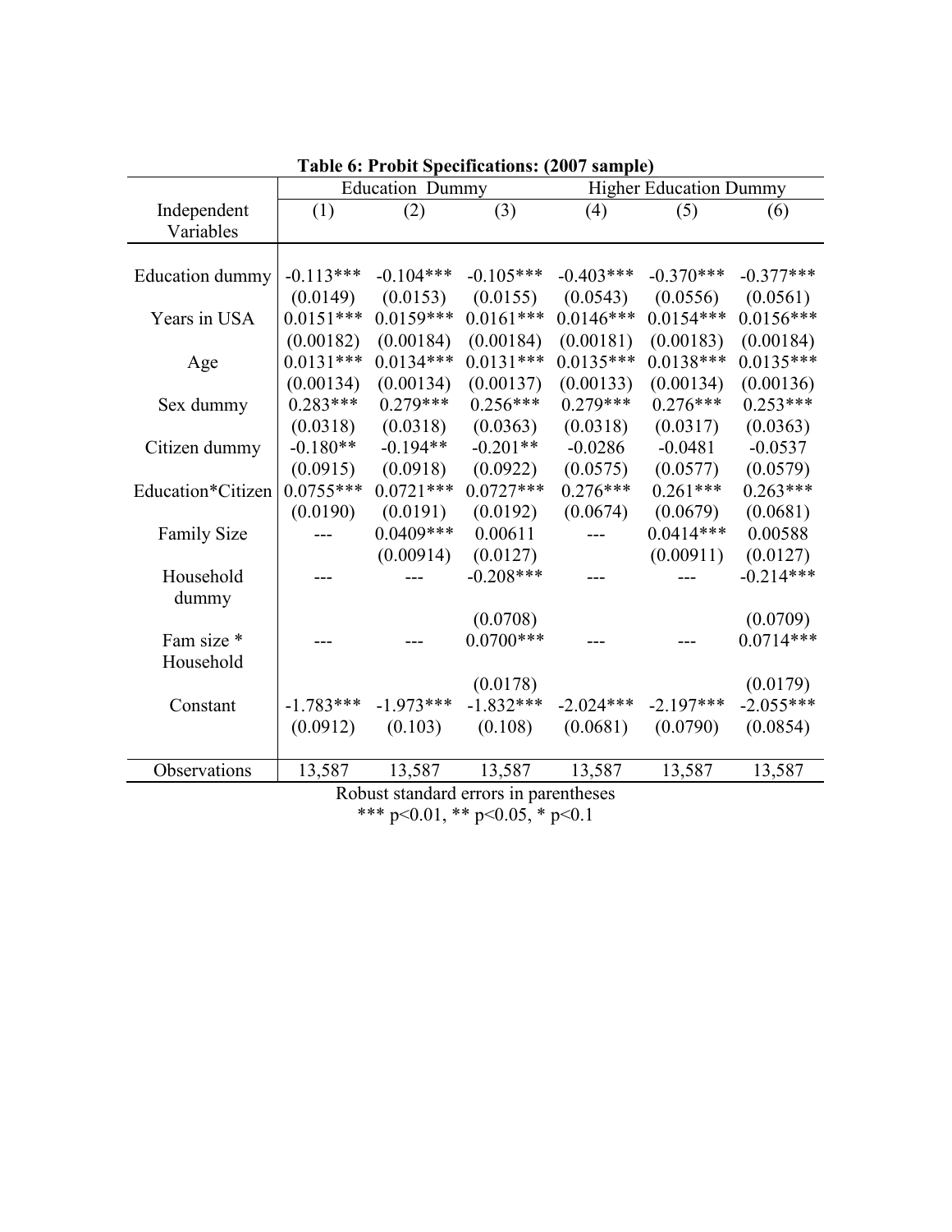**Table 6: Probit Specifications: (2007 sample)**

| Independent Variables | Education Dummy | | | Higher Education Dummy | | |
|---|---|---|---|---|---|---|
| | (1) | (2) | (3) | (4) | (5) | (6) |
| Education dummy | -0.113*** | -0.104*** | -0.105*** | -0.403*** | -0.370*** | -0.377*** |
| | (0.0149) | (0.0153) | (0.0155) | (0.0543) | (0.0556) | (0.0561) |
| Years in USA | 0.0151*** | 0.0159*** | 0.0161*** | 0.0146*** | 0.0154*** | 0.0156*** |
| | (0.00182) | (0.00184) | (0.00184) | (0.00181) | (0.00183) | (0.00184) |
| Age | 0.0131*** | 0.0134*** | 0.0131*** | 0.0135*** | 0.0138*** | 0.0135*** |
| | (0.00134) | (0.00134) | (0.00137) | (0.00133) | (0.00134) | (0.00136) |
| Sex dummy | 0.283*** | 0.279*** | 0.256*** | 0.279*** | 0.276*** | 0.253*** |
| | (0.0318) | (0.0318) | (0.0363) | (0.0318) | (0.0317) | (0.0363) |
| Citizen dummy | -0.180** | -0.194** | -0.201** | -0.0286 | -0.0481 | -0.0537 |
| | (0.0915) | (0.0918) | (0.0922) | (0.0575) | (0.0577) | (0.0579) |
| Education*Citizen | 0.0755*** | 0.0721*** | 0.0727*** | 0.276*** | 0.261*** | 0.263*** |
| | (0.0190) | (0.0191) | (0.0192) | (0.0674) | (0.0679) | (0.0681) |
| Family Size | --- | 0.0409*** | 0.00611 | --- | 0.0414*** | 0.00588 |
| | | (0.00914) | (0.0127) | | (0.00911) | (0.0127) |
| Household dummy | --- | --- | -0.208*** | --- | --- | -0.214*** |
| | | | (0.0708) | | | (0.0709) |
| Fam size * Household | --- | --- | 0.0700*** | --- | --- | 0.0714*** |
| | | | (0.0178) | | | (0.0179) |
| Constant | -1.783*** | -1.973*** | -1.832*** | -2.024*** | -2.197*** | -2.055*** |
| | (0.0912) | (0.103) | (0.108) | (0.0681) | (0.0790) | (0.0854) |
| Observations | 13,587 | 13,587 | 13,587 | 13,587 | 13,587 | 13,587 |

Robust standard errors in parentheses

*** p<0.01, ** p<0.05, * p<0.1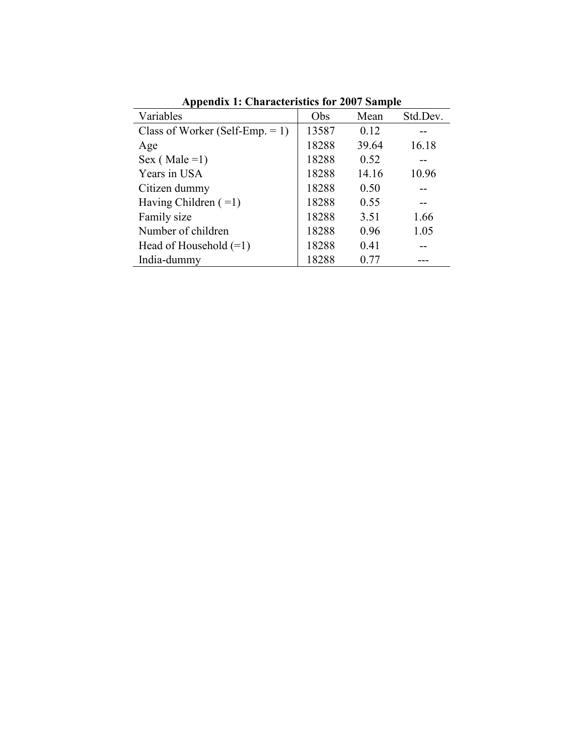**Appendix 1: Characteristics for 2007 Sample**

| Variables | Obs | Mean | Std.Dev. |
|---|---|---|---|
| Class of Worker (Self-Emp. = 1) | 13587 | 0.12 | -- |
| Age | 18288 | 39.64 | 16.18 |
| Sex ( Male =1) | 18288 | 0.52 | -- |
| Years in USA | 18288 | 14.16 | 10.96 |
| Citizen dummy | 18288 | 0.50 | -- |
| Having Children ( =1) | 18288 | 0.55 | -- |
| Family size | 18288 | 3.51 | 1.66 |
| Number of children | 18288 | 0.96 | 1.05 |
| Head of Household (=1) | 18288 | 0.41 | -- |
| India-dummy | 18288 | 0.77 | --- |